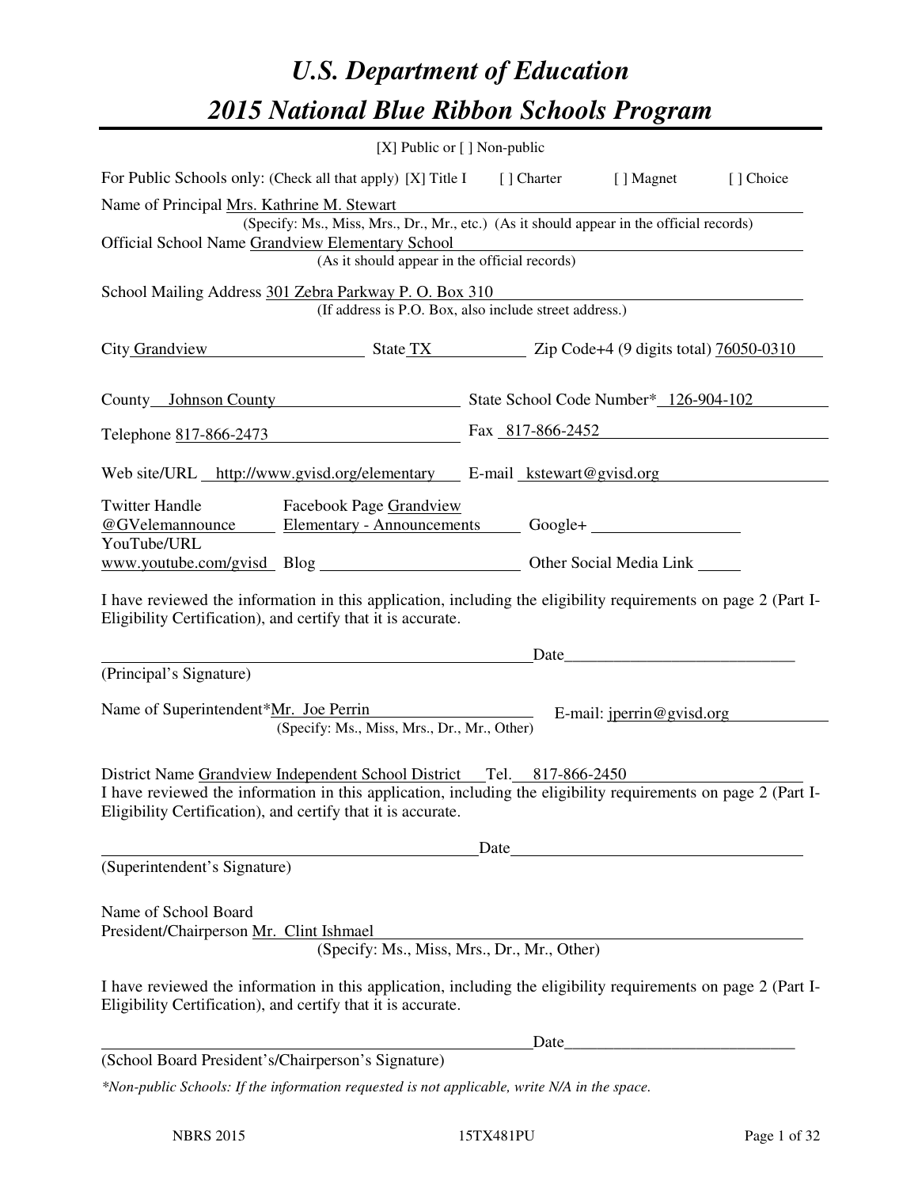# U.S. Department of Education
# 2015 National Blue Ribbon Schools Program

[X] Public or [ ] Non-public

For Public Schools only: (Check all that apply) [X] Title I [ ] Charter [ ] Magnet [ ] Choice

Name of Principal Mrs. Kathrine M. Stewart
(Specify: Ms., Miss, Mrs., Dr., Mr., etc.) (As it should appear in the official records)

Official School Name Grandview Elementary School
(As it should appear in the official records)

School Mailing Address 301 Zebra Parkway P. O. Box 310
(If address is P.O. Box, also include street address.)

City Grandview State TX Zip Code+4 (9 digits total) 76050-0310

County Johnson County State School Code Number* 126-904-102

Telephone 817-866-2473 Fax 817-866-2452

Web site/URL http://www.gvisd.org/elementary E-mail kstewart@gvisd.org

Twitter Handle @GVelemannounce Facebook Page Grandview Elementary - Announcements Google+ ___________

YouTube/URL www.youtube.com/gvisd Blog ___________ Other Social Media Link ___________

I have reviewed the information in this application, including the eligibility requirements on page 2 (Part I-Eligibility Certification), and certify that it is accurate.

_______________________________ Date_______________
(Principal's Signature)

Name of Superintendent*Mr. Joe Perrin E-mail: jperrin@gvisd.org
(Specify: Ms., Miss, Mrs., Dr., Mr., Other)

District Name Grandview Independent School District Tel. 817-866-2450

I have reviewed the information in this application, including the eligibility requirements on page 2 (Part I-Eligibility Certification), and certify that it is accurate.

_______________________________ Date_______________
(Superintendent's Signature)

Name of School Board
President/Chairperson Mr. Clint Ishmael
(Specify: Ms., Miss, Mrs., Dr., Mr., Other)

I have reviewed the information in this application, including the eligibility requirements on page 2 (Part I-Eligibility Certification), and certify that it is accurate.

_______________________________ Date_______________
(School Board President's/Chairperson's Signature)

*\*Non-public Schools: If the information requested is not applicable, write N/A in the space.*

NBRS 2015 15TX481PU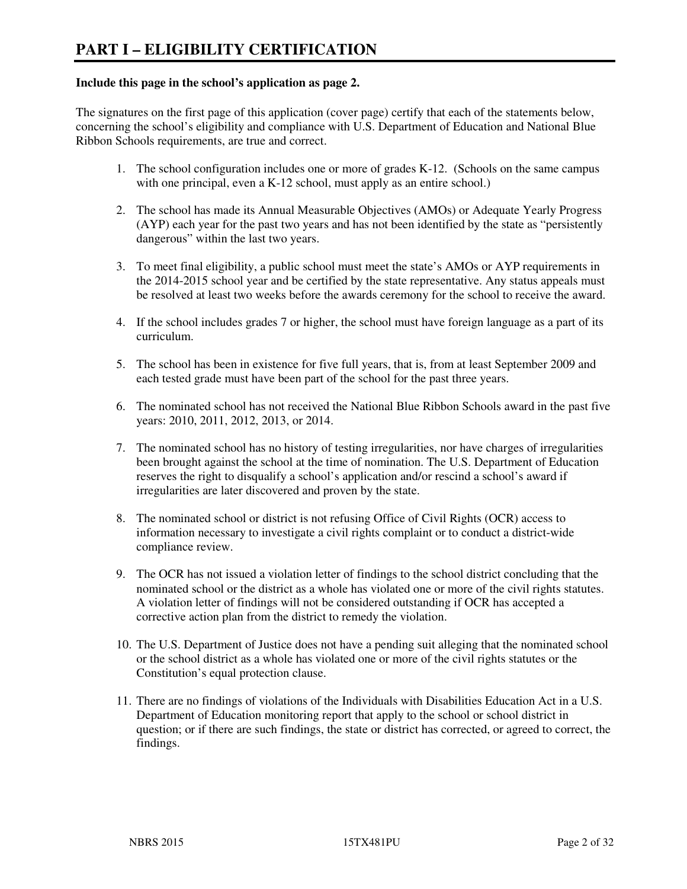# PART I – ELIGIBILITY CERTIFICATION

**Include this page in the school's application as page 2.**

The signatures on the first page of this application (cover page) certify that each of the statements below, concerning the school's eligibility and compliance with U.S. Department of Education and National Blue Ribbon Schools requirements, are true and correct.

1. The school configuration includes one or more of grades K-12. (Schools on the same campus with one principal, even a K-12 school, must apply as an entire school.)

2. The school has made its Annual Measurable Objectives (AMOs) or Adequate Yearly Progress (AYP) each year for the past two years and has not been identified by the state as "persistently dangerous" within the last two years.

3. To meet final eligibility, a public school must meet the state's AMOs or AYP requirements in the 2014-2015 school year and be certified by the state representative. Any status appeals must be resolved at least two weeks before the awards ceremony for the school to receive the award.

4. If the school includes grades 7 or higher, the school must have foreign language as a part of its curriculum.

5. The school has been in existence for five full years, that is, from at least September 2009 and each tested grade must have been part of the school for the past three years.

6. The nominated school has not received the National Blue Ribbon Schools award in the past five years: 2010, 2011, 2012, 2013, or 2014.

7. The nominated school has no history of testing irregularities, nor have charges of irregularities been brought against the school at the time of nomination. The U.S. Department of Education reserves the right to disqualify a school's application and/or rescind a school's award if irregularities are later discovered and proven by the state.

8. The nominated school or district is not refusing Office of Civil Rights (OCR) access to information necessary to investigate a civil rights complaint or to conduct a district-wide compliance review.

9. The OCR has not issued a violation letter of findings to the school district concluding that the nominated school or the district as a whole has violated one or more of the civil rights statutes. A violation letter of findings will not be considered outstanding if OCR has accepted a corrective action plan from the district to remedy the violation.

10. The U.S. Department of Justice does not have a pending suit alleging that the nominated school or the school district as a whole has violated one or more of the civil rights statutes or the Constitution's equal protection clause.

11. There are no findings of violations of the Individuals with Disabilities Education Act in a U.S. Department of Education monitoring report that apply to the school or school district in question; or if there are such findings, the state or district has corrected, or agreed to correct, the findings.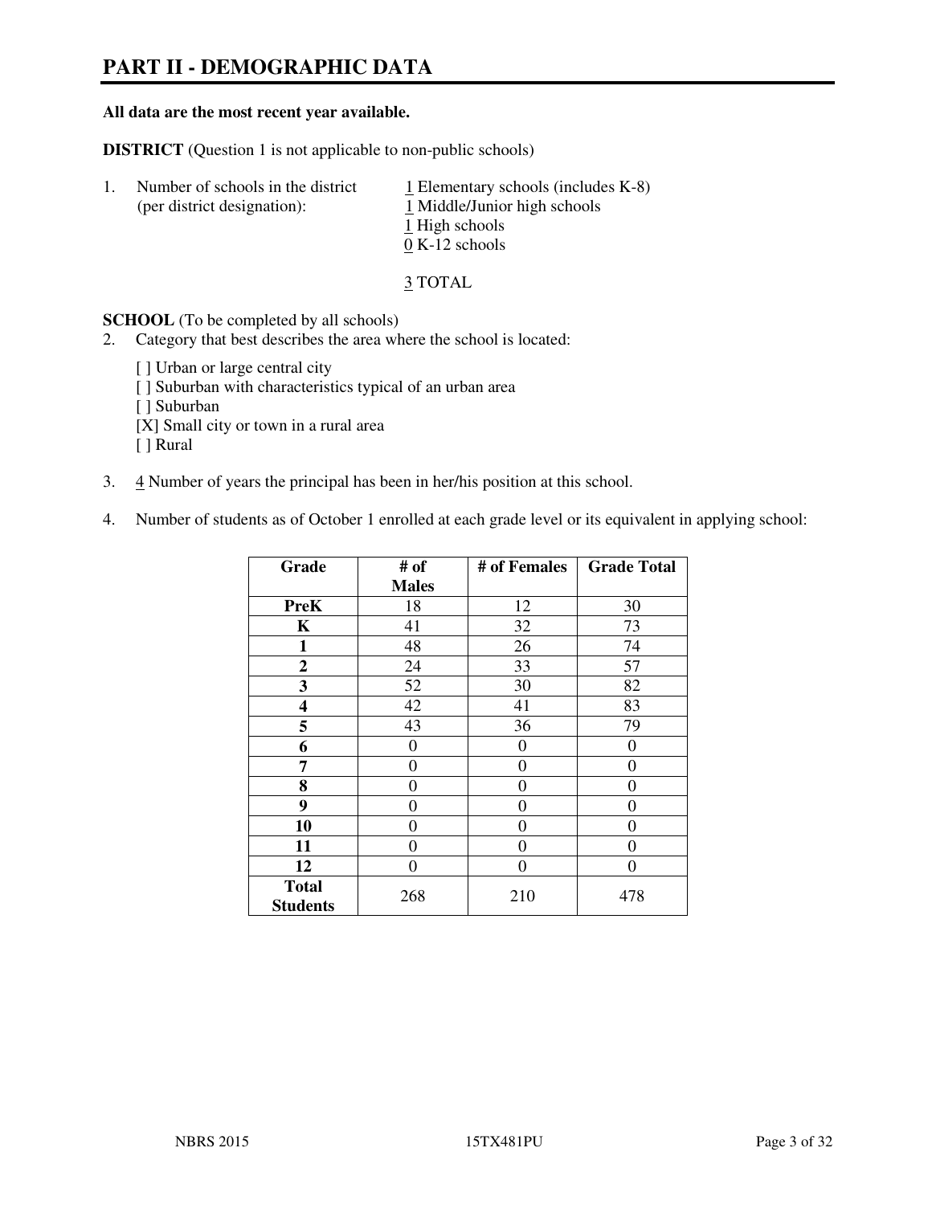# PART II - DEMOGRAPHIC DATA

**All data are the most recent year available.**

**DISTRICT** (Question 1 is not applicable to non-public schools)

1. Number of schools in the district (per district designation):
   - 1 Elementary schools (includes K-8)
   - 1 Middle/Junior high schools
   - 1 High schools
   - 0 K-12 schools

   3 TOTAL

**SCHOOL** (To be completed by all schools)

2. Category that best describes the area where the school is located:

   [ ] Urban or large central city
   [ ] Suburban with characteristics typical of an urban area
   [ ] Suburban
   [X] Small city or town in a rural area
   [ ] Rural

3. 4 Number of years the principal has been in her/his position at this school.

4. Number of students as of October 1 enrolled at each grade level or its equivalent in applying school:

| Grade | # of Males | # of Females | Grade Total |
|---|---|---|---|
| **PreK** | 18 | 12 | 30 |
| **K** | 41 | 32 | 73 |
| **1** | 48 | 26 | 74 |
| **2** | 24 | 33 | 57 |
| **3** | 52 | 30 | 82 |
| **4** | 42 | 41 | 83 |
| **5** | 43 | 36 | 79 |
| **6** | 0 | 0 | 0 |
| **7** | 0 | 0 | 0 |
| **8** | 0 | 0 | 0 |
| **9** | 0 | 0 | 0 |
| **10** | 0 | 0 | 0 |
| **11** | 0 | 0 | 0 |
| **12** | 0 | 0 | 0 |
| **Total Students** | 268 | 210 | 478 |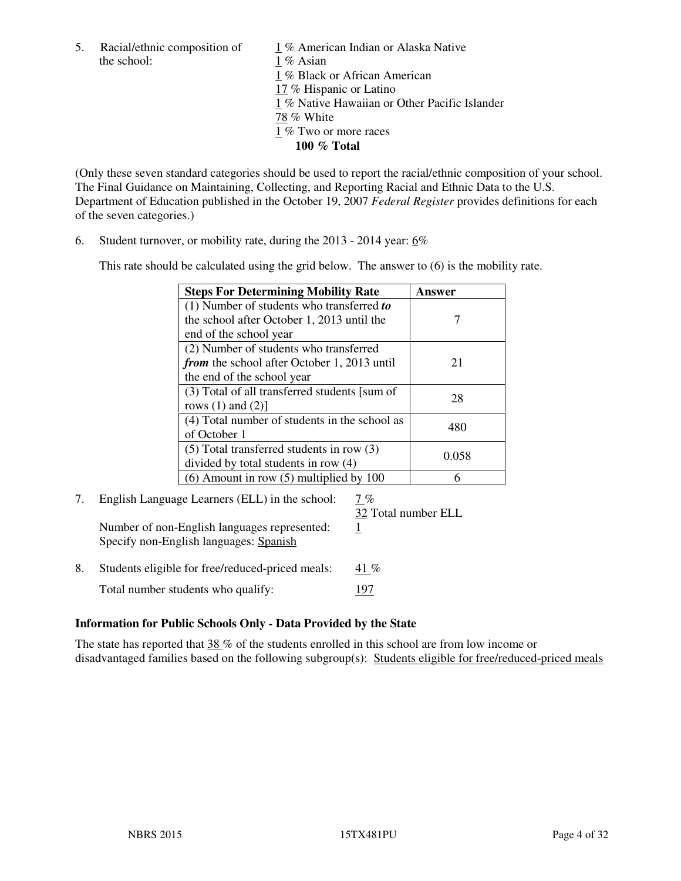5. Racial/ethnic composition of the school:

1 % American Indian or Alaska Native
1 % Asian
1 % Black or African American
17 % Hispanic or Latino
1 % Native Hawaiian or Other Pacific Islander
78 % White
1 % Two or more races
**100 % Total**

(Only these seven standard categories should be used to report the racial/ethnic composition of your school. The Final Guidance on Maintaining, Collecting, and Reporting Racial and Ethnic Data to the U.S. Department of Education published in the October 19, 2007 *Federal Register* provides definitions for each of the seven categories.)

6. Student turnover, or mobility rate, during the 2013 - 2014 year: 6%

This rate should be calculated using the grid below. The answer to (6) is the mobility rate.

| **Steps For Determining Mobility Rate** | **Answer** |
|---|---|
| (1) Number of students who transferred ***to*** the school after October 1, 2013 until the end of the school year | 7 |
| (2) Number of students who transferred ***from*** the school after October 1, 2013 until the end of the school year | 21 |
| (3) Total of all transferred students [sum of rows (1) and (2)] | 28 |
| (4) Total number of students in the school as of October 1 | 480 |
| (5) Total transferred students in row (3) divided by total students in row (4) | 0.058 |
| (6) Amount in row (5) multiplied by 100 | 6 |

7. English Language Learners (ELL) in the school: 7 %
32 Total number ELL

Number of non-English languages represented: 1
Specify non-English languages: Spanish

8. Students eligible for free/reduced-priced meals: 41 %

Total number students who qualify: 197

**Information for Public Schools Only - Data Provided by the State**

The state has reported that 38 % of the students enrolled in this school are from low income or disadvantaged families based on the following subgroup(s): Students eligible for free/reduced-priced meals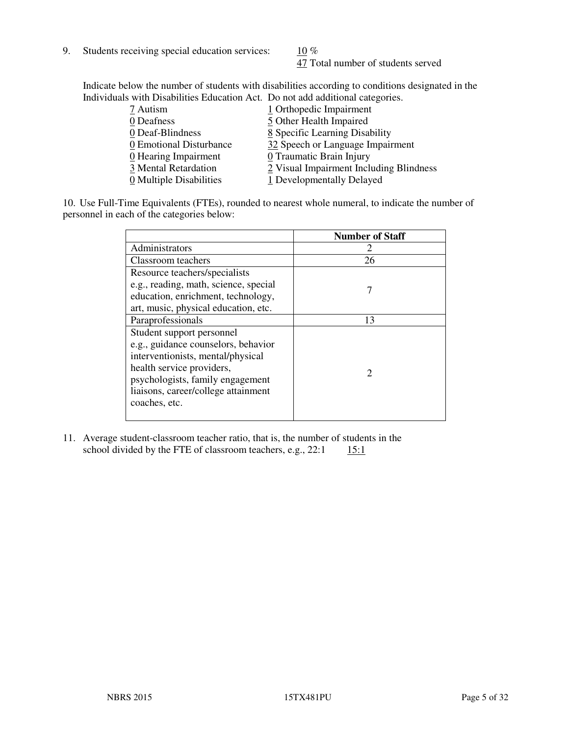9. Students receiving special education services: 10 %
   47 Total number of students served

   Indicate below the number of students with disabilities according to conditions designated in the Individuals with Disabilities Education Act. Do not add additional categories.

| | |
|---|---|
| 7 Autism | 1 Orthopedic Impairment |
| 0 Deafness | 5 Other Health Impaired |
| 0 Deaf-Blindness | 8 Specific Learning Disability |
| 0 Emotional Disturbance | 32 Speech or Language Impairment |
| 0 Hearing Impairment | 0 Traumatic Brain Injury |
| 3 Mental Retardation | 2 Visual Impairment Including Blindness |
| 0 Multiple Disabilities | 1 Developmentally Delayed |

10. Use Full-Time Equivalents (FTEs), rounded to nearest whole numeral, to indicate the number of personnel in each of the categories below:

| | Number of Staff |
|---|---|
| Administrators | 2 |
| Classroom teachers | 26 |
| Resource teachers/specialists e.g., reading, math, science, special education, enrichment, technology, art, music, physical education, etc. | 7 |
| Paraprofessionals | 13 |
| Student support personnel e.g., guidance counselors, behavior interventionists, mental/physical health service providers, psychologists, family engagement liaisons, career/college attainment coaches, etc. | 2 |

11. Average student-classroom teacher ratio, that is, the number of students in the school divided by the FTE of classroom teachers, e.g., 22:1 15:1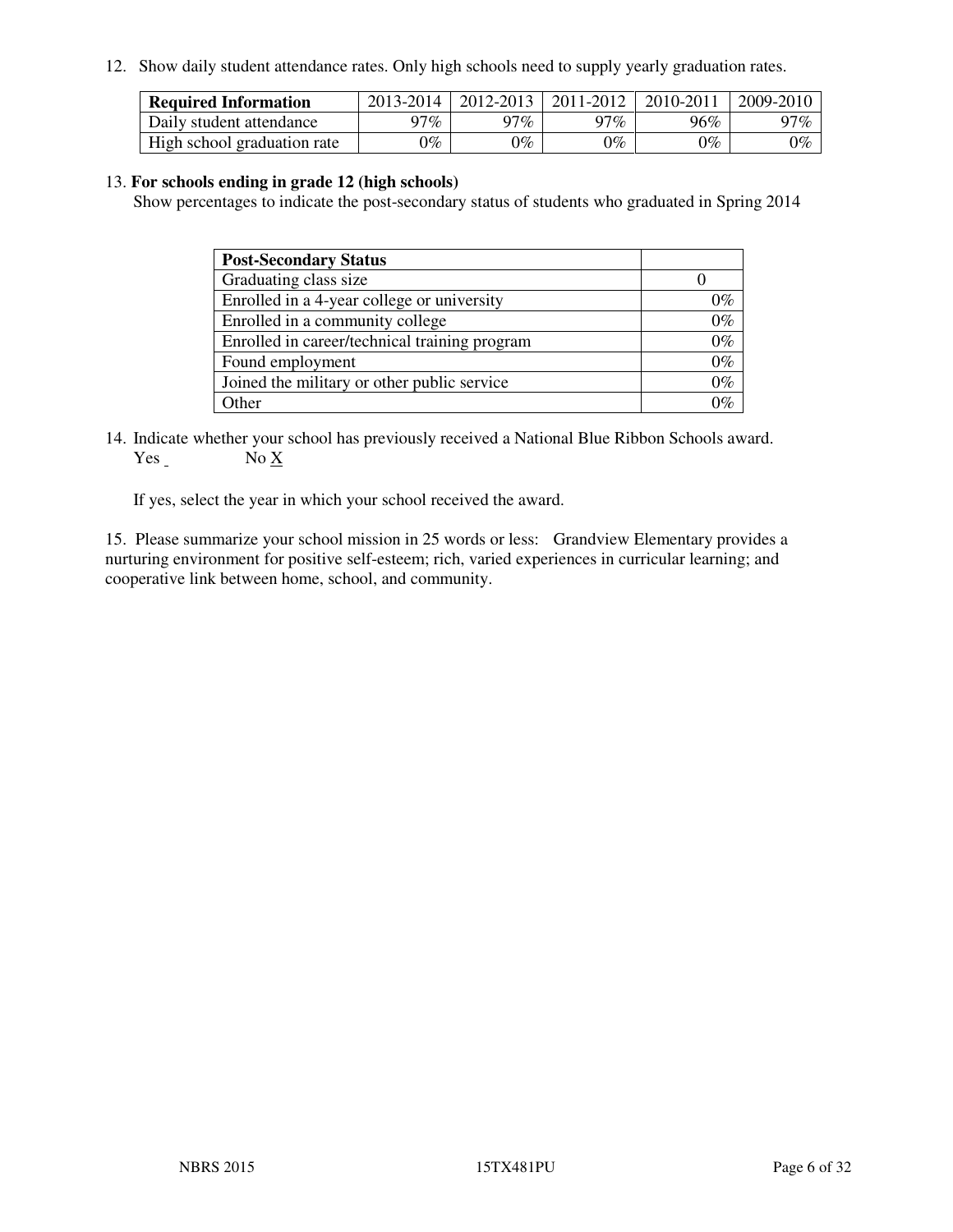12. Show daily student attendance rates. Only high schools need to supply yearly graduation rates.

| Required Information | 2013-2014 | 2012-2013 | 2011-2012 | 2010-2011 | 2009-2010 |
|---|---|---|---|---|---|
| Daily student attendance | 97% | 97% | 97% | 96% | 97% |
| High school graduation rate | 0% | 0% | 0% | 0% | 0% |

13. **For schools ending in grade 12 (high schools)**
Show percentages to indicate the post-secondary status of students who graduated in Spring 2014

| Post-Secondary Status | |
|---|---|
| Graduating class size | 0 |
| Enrolled in a 4-year college or university | 0% |
| Enrolled in a community college | 0% |
| Enrolled in career/technical training program | 0% |
| Found employment | 0% |
| Joined the military or other public service | 0% |
| Other | 0% |

14. Indicate whether your school has previously received a National Blue Ribbon Schools award.
Yes No X

If yes, select the year in which your school received the award.

15. Please summarize your school mission in 25 words or less: Grandview Elementary provides a nurturing environment for positive self-esteem; rich, varied experiences in curricular learning; and cooperative link between home, school, and community.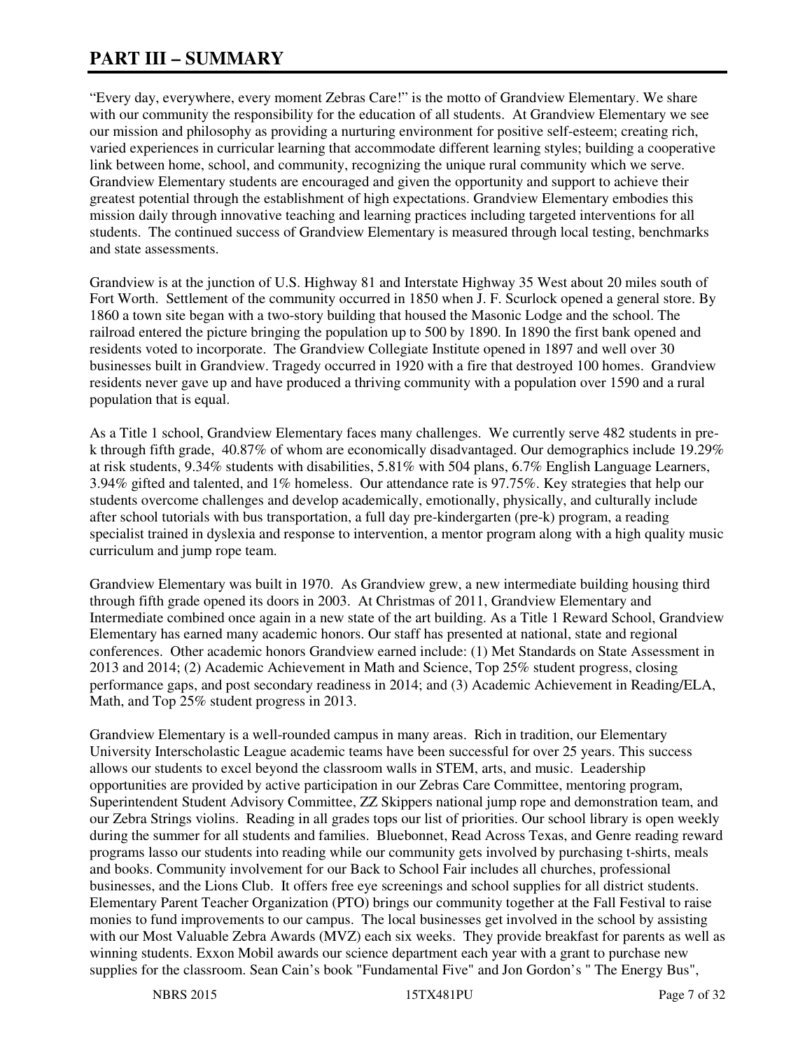# PART III – SUMMARY

"Every day, everywhere, every moment Zebras Care!" is the motto of Grandview Elementary. We share with our community the responsibility for the education of all students. At Grandview Elementary we see our mission and philosophy as providing a nurturing environment for positive self-esteem; creating rich, varied experiences in curricular learning that accommodate different learning styles; building a cooperative link between home, school, and community, recognizing the unique rural community which we serve. Grandview Elementary students are encouraged and given the opportunity and support to achieve their greatest potential through the establishment of high expectations. Grandview Elementary embodies this mission daily through innovative teaching and learning practices including targeted interventions for all students. The continued success of Grandview Elementary is measured through local testing, benchmarks and state assessments.

Grandview is at the junction of U.S. Highway 81 and Interstate Highway 35 West about 20 miles south of Fort Worth. Settlement of the community occurred in 1850 when J. F. Scurlock opened a general store. By 1860 a town site began with a two-story building that housed the Masonic Lodge and the school. The railroad entered the picture bringing the population up to 500 by 1890. In 1890 the first bank opened and residents voted to incorporate. The Grandview Collegiate Institute opened in 1897 and well over 30 businesses built in Grandview. Tragedy occurred in 1920 with a fire that destroyed 100 homes. Grandview residents never gave up and have produced a thriving community with a population over 1590 and a rural population that is equal.

As a Title 1 school, Grandview Elementary faces many challenges. We currently serve 482 students in pre-k through fifth grade, 40.87% of whom are economically disadvantaged. Our demographics include 19.29% at risk students, 9.34% students with disabilities, 5.81% with 504 plans, 6.7% English Language Learners, 3.94% gifted and talented, and 1% homeless. Our attendance rate is 97.75%. Key strategies that help our students overcome challenges and develop academically, emotionally, physically, and culturally include after school tutorials with bus transportation, a full day pre-kindergarten (pre-k) program, a reading specialist trained in dyslexia and response to intervention, a mentor program along with a high quality music curriculum and jump rope team.

Grandview Elementary was built in 1970. As Grandview grew, a new intermediate building housing third through fifth grade opened its doors in 2003. At Christmas of 2011, Grandview Elementary and Intermediate combined once again in a new state of the art building. As a Title 1 Reward School, Grandview Elementary has earned many academic honors. Our staff has presented at national, state and regional conferences. Other academic honors Grandview earned include: (1) Met Standards on State Assessment in 2013 and 2014; (2) Academic Achievement in Math and Science, Top 25% student progress, closing performance gaps, and post secondary readiness in 2014; and (3) Academic Achievement in Reading/ELA, Math, and Top 25% student progress in 2013.

Grandview Elementary is a well-rounded campus in many areas. Rich in tradition, our Elementary University Interscholastic League academic teams have been successful for over 25 years. This success allows our students to excel beyond the classroom walls in STEM, arts, and music. Leadership opportunities are provided by active participation in our Zebras Care Committee, mentoring program, Superintendent Student Advisory Committee, ZZ Skippers national jump rope and demonstration team, and our Zebra Strings violins. Reading in all grades tops our list of priorities. Our school library is open weekly during the summer for all students and families. Bluebonnet, Read Across Texas, and Genre reading reward programs lasso our students into reading while our community gets involved by purchasing t-shirts, meals and books. Community involvement for our Back to School Fair includes all churches, professional businesses, and the Lions Club. It offers free eye screenings and school supplies for all district students. Elementary Parent Teacher Organization (PTO) brings our community together at the Fall Festival to raise monies to fund improvements to our campus. The local businesses get involved in the school by assisting with our Most Valuable Zebra Awards (MVZ) each six weeks. They provide breakfast for parents as well as winning students. Exxon Mobil awards our science department each year with a grant to purchase new supplies for the classroom. Sean Cain's book "Fundamental Five" and Jon Gordon's " The Energy Bus",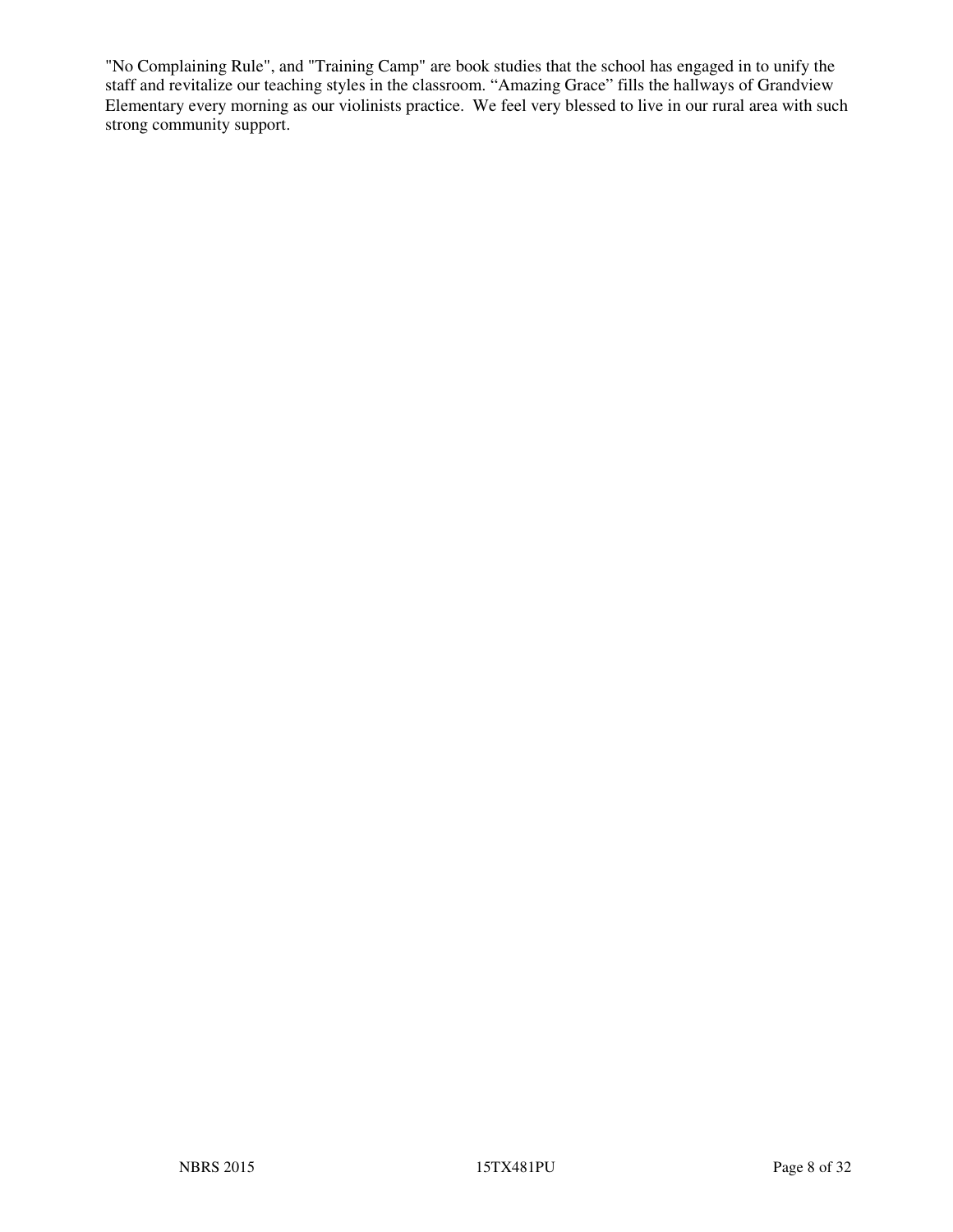"No Complaining Rule", and "Training Camp" are book studies that the school has engaged in to unify the staff and revitalize our teaching styles in the classroom. “Amazing Grace” fills the hallways of Grandview Elementary every morning as our violinists practice. We feel very blessed to live in our rural area with such strong community support.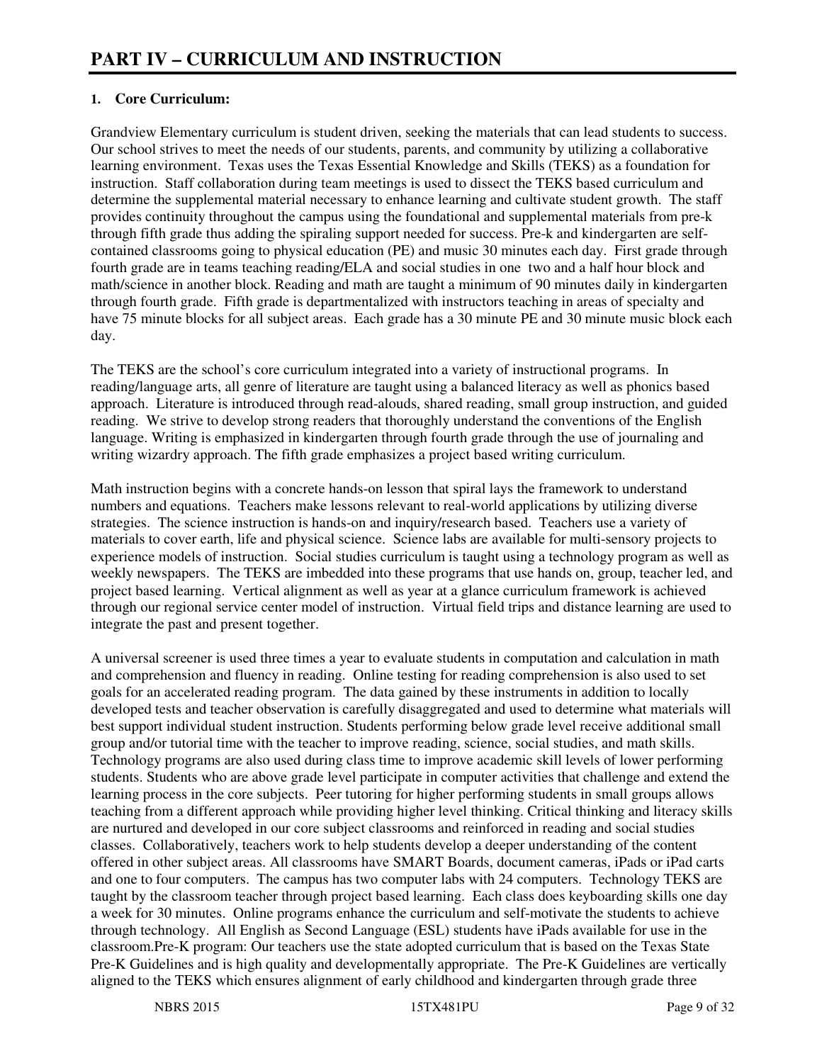# PART IV – CURRICULUM AND INSTRUCTION

**1. Core Curriculum:**

Grandview Elementary curriculum is student driven, seeking the materials that can lead students to success. Our school strives to meet the needs of our students, parents, and community by utilizing a collaborative learning environment. Texas uses the Texas Essential Knowledge and Skills (TEKS) as a foundation for instruction. Staff collaboration during team meetings is used to dissect the TEKS based curriculum and determine the supplemental material necessary to enhance learning and cultivate student growth. The staff provides continuity throughout the campus using the foundational and supplemental materials from pre-k through fifth grade thus adding the spiraling support needed for success. Pre-k and kindergarten are self-contained classrooms going to physical education (PE) and music 30 minutes each day. First grade through fourth grade are in teams teaching reading/ELA and social studies in one two and a half hour block and math/science in another block. Reading and math are taught a minimum of 90 minutes daily in kindergarten through fourth grade. Fifth grade is departmentalized with instructors teaching in areas of specialty and have 75 minute blocks for all subject areas. Each grade has a 30 minute PE and 30 minute music block each day.

The TEKS are the school's core curriculum integrated into a variety of instructional programs. In reading/language arts, all genre of literature are taught using a balanced literacy as well as phonics based approach. Literature is introduced through read-alouds, shared reading, small group instruction, and guided reading. We strive to develop strong readers that thoroughly understand the conventions of the English language. Writing is emphasized in kindergarten through fourth grade through the use of journaling and writing wizardry approach. The fifth grade emphasizes a project based writing curriculum.

Math instruction begins with a concrete hands-on lesson that spiral lays the framework to understand numbers and equations. Teachers make lessons relevant to real-world applications by utilizing diverse strategies. The science instruction is hands-on and inquiry/research based. Teachers use a variety of materials to cover earth, life and physical science. Science labs are available for multi-sensory projects to experience models of instruction. Social studies curriculum is taught using a technology program as well as weekly newspapers. The TEKS are imbedded into these programs that use hands on, group, teacher led, and project based learning. Vertical alignment as well as year at a glance curriculum framework is achieved through our regional service center model of instruction. Virtual field trips and distance learning are used to integrate the past and present together.

A universal screener is used three times a year to evaluate students in computation and calculation in math and comprehension and fluency in reading. Online testing for reading comprehension is also used to set goals for an accelerated reading program. The data gained by these instruments in addition to locally developed tests and teacher observation is carefully disaggregated and used to determine what materials will best support individual student instruction. Students performing below grade level receive additional small group and/or tutorial time with the teacher to improve reading, science, social studies, and math skills. Technology programs are also used during class time to improve academic skill levels of lower performing students. Students who are above grade level participate in computer activities that challenge and extend the learning process in the core subjects. Peer tutoring for higher performing students in small groups allows teaching from a different approach while providing higher level thinking. Critical thinking and literacy skills are nurtured and developed in our core subject classrooms and reinforced in reading and social studies classes. Collaboratively, teachers work to help students develop a deeper understanding of the content offered in other subject areas. All classrooms have SMART Boards, document cameras, iPads or iPad carts and one to four computers. The campus has two computer labs with 24 computers. Technology TEKS are taught by the classroom teacher through project based learning. Each class does keyboarding skills one day a week for 30 minutes. Online programs enhance the curriculum and self-motivate the students to achieve through technology. All English as Second Language (ESL) students have iPads available for use in the classroom.Pre-K program: Our teachers use the state adopted curriculum that is based on the Texas State Pre-K Guidelines and is high quality and developmentally appropriate. The Pre-K Guidelines are vertically aligned to the TEKS which ensures alignment of early childhood and kindergarten through grade three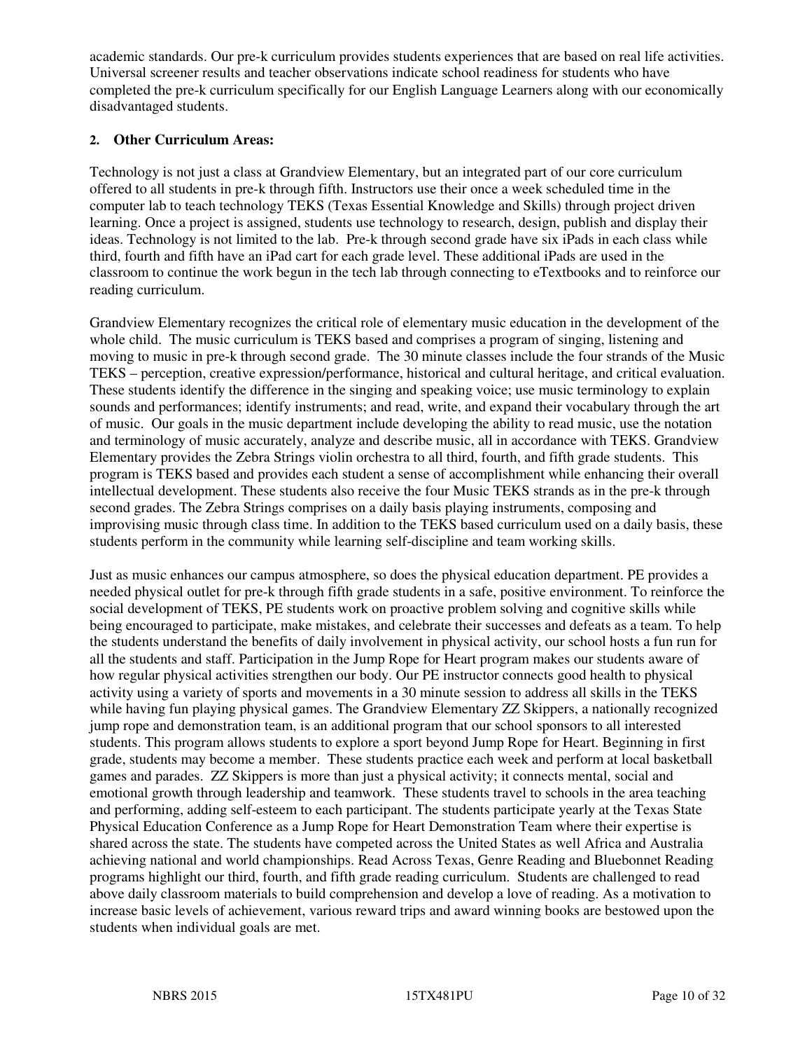academic standards. Our pre-k curriculum provides students experiences that are based on real life activities. Universal screener results and teacher observations indicate school readiness for students who have completed the pre-k curriculum specifically for our English Language Learners along with our economically disadvantaged students.

**2. Other Curriculum Areas:**

Technology is not just a class at Grandview Elementary, but an integrated part of our core curriculum offered to all students in pre-k through fifth. Instructors use their once a week scheduled time in the computer lab to teach technology TEKS (Texas Essential Knowledge and Skills) through project driven learning. Once a project is assigned, students use technology to research, design, publish and display their ideas. Technology is not limited to the lab. Pre-k through second grade have six iPads in each class while third, fourth and fifth have an iPad cart for each grade level. These additional iPads are used in the classroom to continue the work begun in the tech lab through connecting to eTextbooks and to reinforce our reading curriculum.

Grandview Elementary recognizes the critical role of elementary music education in the development of the whole child. The music curriculum is TEKS based and comprises a program of singing, listening and moving to music in pre-k through second grade. The 30 minute classes include the four strands of the Music TEKS – perception, creative expression/performance, historical and cultural heritage, and critical evaluation. These students identify the difference in the singing and speaking voice; use music terminology to explain sounds and performances; identify instruments; and read, write, and expand their vocabulary through the art of music. Our goals in the music department include developing the ability to read music, use the notation and terminology of music accurately, analyze and describe music, all in accordance with TEKS. Grandview Elementary provides the Zebra Strings violin orchestra to all third, fourth, and fifth grade students. This program is TEKS based and provides each student a sense of accomplishment while enhancing their overall intellectual development. These students also receive the four Music TEKS strands as in the pre-k through second grades. The Zebra Strings comprises on a daily basis playing instruments, composing and improvising music through class time. In addition to the TEKS based curriculum used on a daily basis, these students perform in the community while learning self-discipline and team working skills.

Just as music enhances our campus atmosphere, so does the physical education department. PE provides a needed physical outlet for pre-k through fifth grade students in a safe, positive environment. To reinforce the social development of TEKS, PE students work on proactive problem solving and cognitive skills while being encouraged to participate, make mistakes, and celebrate their successes and defeats as a team. To help the students understand the benefits of daily involvement in physical activity, our school hosts a fun run for all the students and staff. Participation in the Jump Rope for Heart program makes our students aware of how regular physical activities strengthen our body. Our PE instructor connects good health to physical activity using a variety of sports and movements in a 30 minute session to address all skills in the TEKS while having fun playing physical games. The Grandview Elementary ZZ Skippers, a nationally recognized jump rope and demonstration team, is an additional program that our school sponsors to all interested students. This program allows students to explore a sport beyond Jump Rope for Heart. Beginning in first grade, students may become a member. These students practice each week and perform at local basketball games and parades. ZZ Skippers is more than just a physical activity; it connects mental, social and emotional growth through leadership and teamwork. These students travel to schools in the area teaching and performing, adding self-esteem to each participant. The students participate yearly at the Texas State Physical Education Conference as a Jump Rope for Heart Demonstration Team where their expertise is shared across the state. The students have competed across the United States as well Africa and Australia achieving national and world championships. Read Across Texas, Genre Reading and Bluebonnet Reading programs highlight our third, fourth, and fifth grade reading curriculum. Students are challenged to read above daily classroom materials to build comprehension and develop a love of reading. As a motivation to increase basic levels of achievement, various reward trips and award winning books are bestowed upon the students when individual goals are met.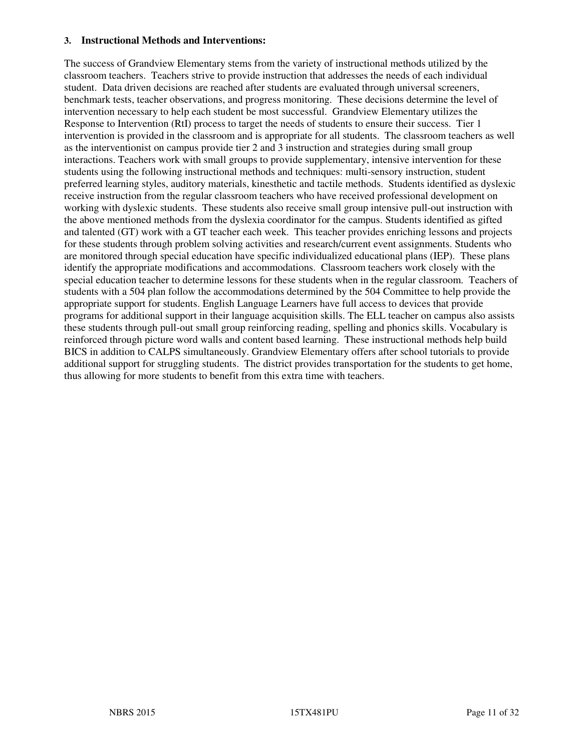### 3. Instructional Methods and Interventions:

The success of Grandview Elementary stems from the variety of instructional methods utilized by the classroom teachers. Teachers strive to provide instruction that addresses the needs of each individual student. Data driven decisions are reached after students are evaluated through universal screeners, benchmark tests, teacher observations, and progress monitoring. These decisions determine the level of intervention necessary to help each student be most successful. Grandview Elementary utilizes the Response to Intervention (RtI) process to target the needs of students to ensure their success. Tier 1 intervention is provided in the classroom and is appropriate for all students. The classroom teachers as well as the interventionist on campus provide tier 2 and 3 instruction and strategies during small group interactions. Teachers work with small groups to provide supplementary, intensive intervention for these students using the following instructional methods and techniques: multi-sensory instruction, student preferred learning styles, auditory materials, kinesthetic and tactile methods. Students identified as dyslexic receive instruction from the regular classroom teachers who have received professional development on working with dyslexic students. These students also receive small group intensive pull-out instruction with the above mentioned methods from the dyslexia coordinator for the campus. Students identified as gifted and talented (GT) work with a GT teacher each week. This teacher provides enriching lessons and projects for these students through problem solving activities and research/current event assignments. Students who are monitored through special education have specific individualized educational plans (IEP). These plans identify the appropriate modifications and accommodations. Classroom teachers work closely with the special education teacher to determine lessons for these students when in the regular classroom. Teachers of students with a 504 plan follow the accommodations determined by the 504 Committee to help provide the appropriate support for students. English Language Learners have full access to devices that provide programs for additional support in their language acquisition skills. The ELL teacher on campus also assists these students through pull-out small group reinforcing reading, spelling and phonics skills. Vocabulary is reinforced through picture word walls and content based learning. These instructional methods help build BICS in addition to CALPS simultaneously. Grandview Elementary offers after school tutorials to provide additional support for struggling students. The district provides transportation for the students to get home, thus allowing for more students to benefit from this extra time with teachers.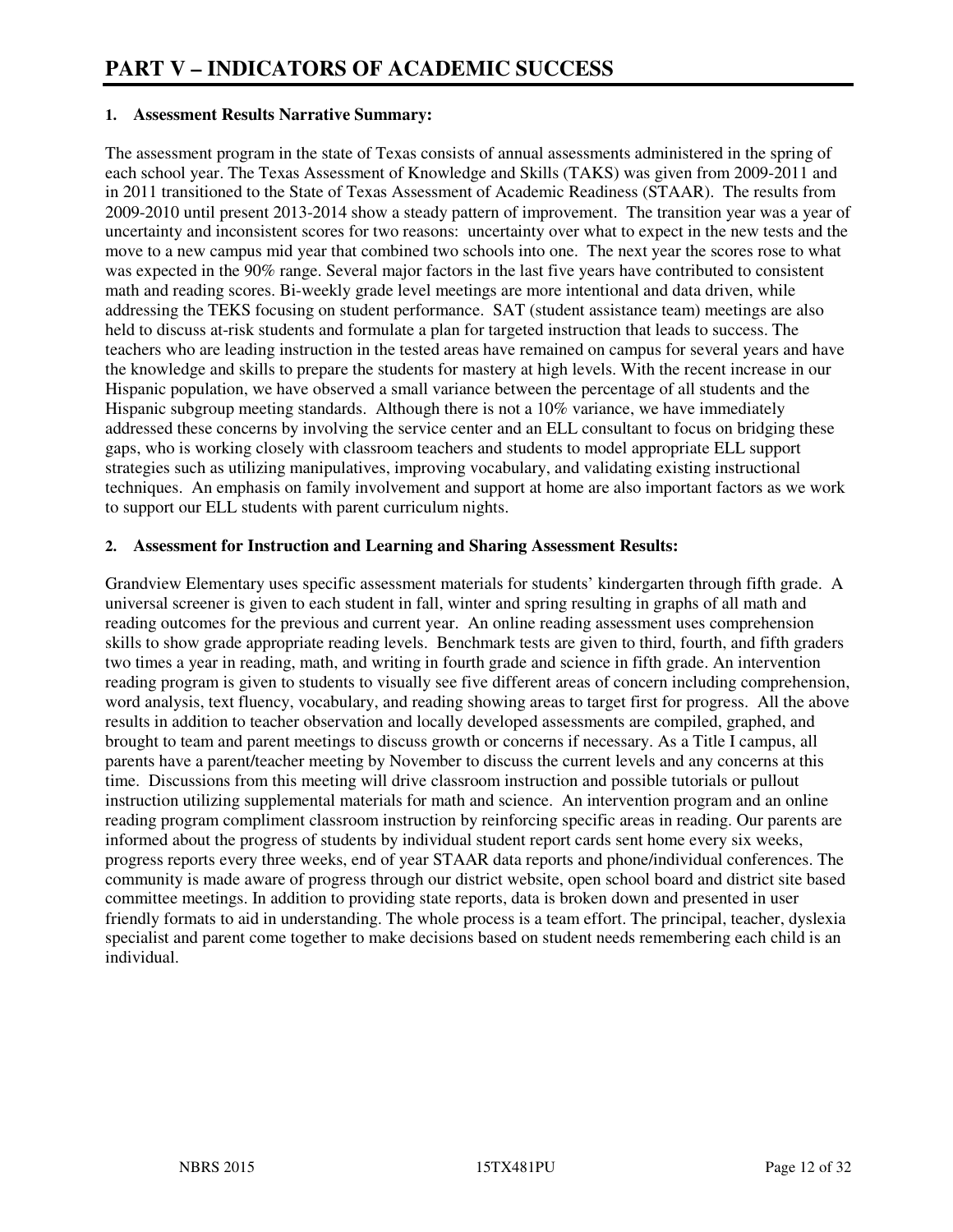# PART V – INDICATORS OF ACADEMIC SUCCESS

**1. Assessment Results Narrative Summary:**

The assessment program in the state of Texas consists of annual assessments administered in the spring of each school year. The Texas Assessment of Knowledge and Skills (TAKS) was given from 2009-2011 and in 2011 transitioned to the State of Texas Assessment of Academic Readiness (STAAR). The results from 2009-2010 until present 2013-2014 show a steady pattern of improvement. The transition year was a year of uncertainty and inconsistent scores for two reasons: uncertainty over what to expect in the new tests and the move to a new campus mid year that combined two schools into one. The next year the scores rose to what was expected in the 90% range. Several major factors in the last five years have contributed to consistent math and reading scores. Bi-weekly grade level meetings are more intentional and data driven, while addressing the TEKS focusing on student performance. SAT (student assistance team) meetings are also held to discuss at-risk students and formulate a plan for targeted instruction that leads to success. The teachers who are leading instruction in the tested areas have remained on campus for several years and have the knowledge and skills to prepare the students for mastery at high levels. With the recent increase in our Hispanic population, we have observed a small variance between the percentage of all students and the Hispanic subgroup meeting standards. Although there is not a 10% variance, we have immediately addressed these concerns by involving the service center and an ELL consultant to focus on bridging these gaps, who is working closely with classroom teachers and students to model appropriate ELL support strategies such as utilizing manipulatives, improving vocabulary, and validating existing instructional techniques. An emphasis on family involvement and support at home are also important factors as we work to support our ELL students with parent curriculum nights.

**2. Assessment for Instruction and Learning and Sharing Assessment Results:**

Grandview Elementary uses specific assessment materials for students' kindergarten through fifth grade. A universal screener is given to each student in fall, winter and spring resulting in graphs of all math and reading outcomes for the previous and current year. An online reading assessment uses comprehension skills to show grade appropriate reading levels. Benchmark tests are given to third, fourth, and fifth graders two times a year in reading, math, and writing in fourth grade and science in fifth grade. An intervention reading program is given to students to visually see five different areas of concern including comprehension, word analysis, text fluency, vocabulary, and reading showing areas to target first for progress. All the above results in addition to teacher observation and locally developed assessments are compiled, graphed, and brought to team and parent meetings to discuss growth or concerns if necessary. As a Title I campus, all parents have a parent/teacher meeting by November to discuss the current levels and any concerns at this time. Discussions from this meeting will drive classroom instruction and possible tutorials or pullout instruction utilizing supplemental materials for math and science. An intervention program and an online reading program compliment classroom instruction by reinforcing specific areas in reading. Our parents are informed about the progress of students by individual student report cards sent home every six weeks, progress reports every three weeks, end of year STAAR data reports and phone/individual conferences. The community is made aware of progress through our district website, open school board and district site based committee meetings. In addition to providing state reports, data is broken down and presented in user friendly formats to aid in understanding. The whole process is a team effort. The principal, teacher, dyslexia specialist and parent come together to make decisions based on student needs remembering each child is an individual.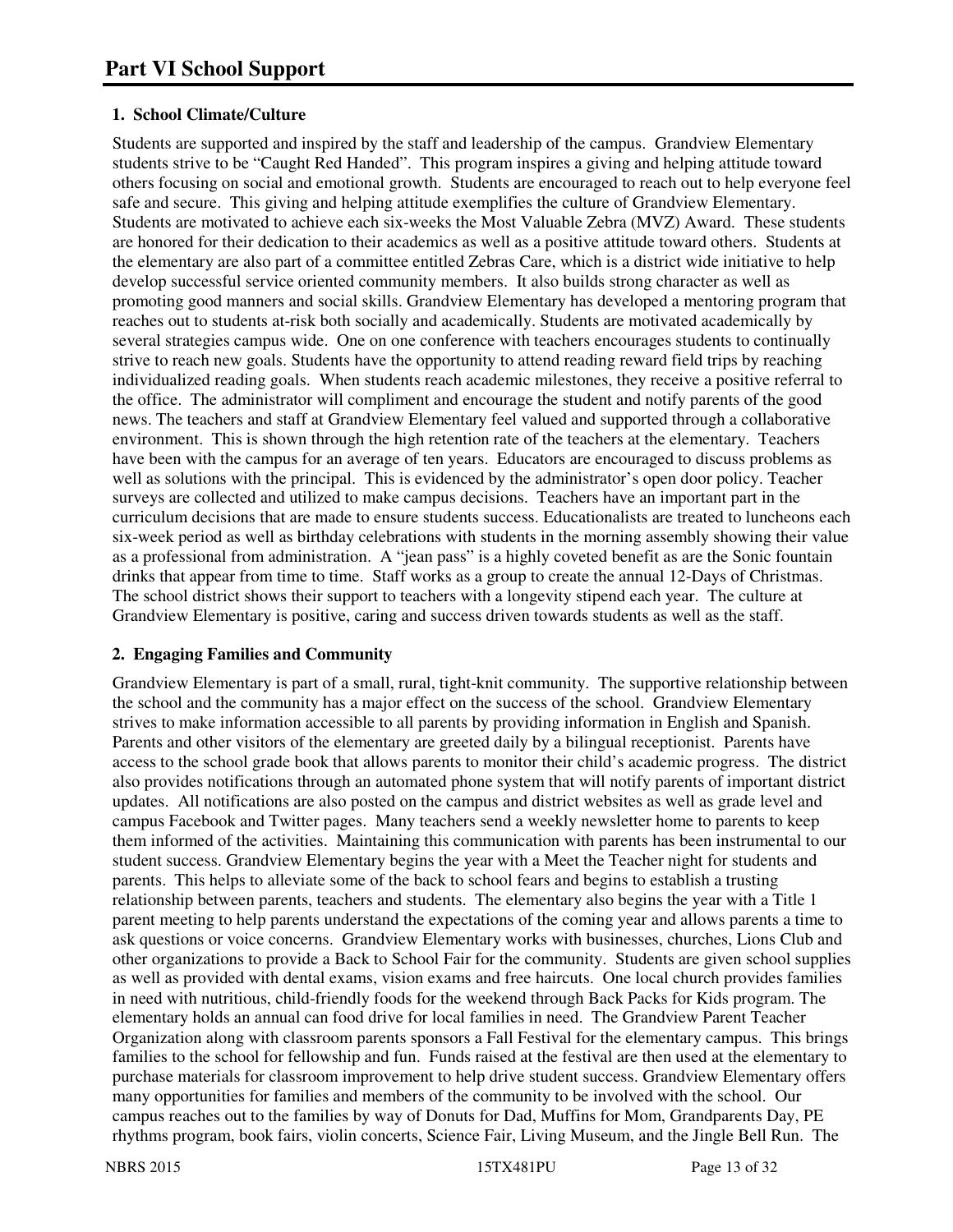# Part VI School Support

### 1. School Climate/Culture

Students are supported and inspired by the staff and leadership of the campus. Grandview Elementary students strive to be "Caught Red Handed". This program inspires a giving and helping attitude toward others focusing on social and emotional growth. Students are encouraged to reach out to help everyone feel safe and secure. This giving and helping attitude exemplifies the culture of Grandview Elementary. Students are motivated to achieve each six-weeks the Most Valuable Zebra (MVZ) Award. These students are honored for their dedication to their academics as well as a positive attitude toward others. Students at the elementary are also part of a committee entitled Zebras Care, which is a district wide initiative to help develop successful service oriented community members. It also builds strong character as well as promoting good manners and social skills. Grandview Elementary has developed a mentoring program that reaches out to students at-risk both socially and academically. Students are motivated academically by several strategies campus wide. One on one conference with teachers encourages students to continually strive to reach new goals. Students have the opportunity to attend reading reward field trips by reaching individualized reading goals. When students reach academic milestones, they receive a positive referral to the office. The administrator will compliment and encourage the student and notify parents of the good news. The teachers and staff at Grandview Elementary feel valued and supported through a collaborative environment. This is shown through the high retention rate of the teachers at the elementary. Teachers have been with the campus for an average of ten years. Educators are encouraged to discuss problems as well as solutions with the principal. This is evidenced by the administrator's open door policy. Teacher surveys are collected and utilized to make campus decisions. Teachers have an important part in the curriculum decisions that are made to ensure students success. Educationalists are treated to luncheons each six-week period as well as birthday celebrations with students in the morning assembly showing their value as a professional from administration. A "jean pass" is a highly coveted benefit as are the Sonic fountain drinks that appear from time to time. Staff works as a group to create the annual 12-Days of Christmas. The school district shows their support to teachers with a longevity stipend each year. The culture at Grandview Elementary is positive, caring and success driven towards students as well as the staff.

### 2. Engaging Families and Community

Grandview Elementary is part of a small, rural, tight-knit community. The supportive relationship between the school and the community has a major effect on the success of the school. Grandview Elementary strives to make information accessible to all parents by providing information in English and Spanish. Parents and other visitors of the elementary are greeted daily by a bilingual receptionist. Parents have access to the school grade book that allows parents to monitor their child's academic progress. The district also provides notifications through an automated phone system that will notify parents of important district updates. All notifications are also posted on the campus and district websites as well as grade level and campus Facebook and Twitter pages. Many teachers send a weekly newsletter home to parents to keep them informed of the activities. Maintaining this communication with parents has been instrumental to our student success. Grandview Elementary begins the year with a Meet the Teacher night for students and parents. This helps to alleviate some of the back to school fears and begins to establish a trusting relationship between parents, teachers and students. The elementary also begins the year with a Title 1 parent meeting to help parents understand the expectations of the coming year and allows parents a time to ask questions or voice concerns. Grandview Elementary works with businesses, churches, Lions Club and other organizations to provide a Back to School Fair for the community. Students are given school supplies as well as provided with dental exams, vision exams and free haircuts. One local church provides families in need with nutritious, child-friendly foods for the weekend through Back Packs for Kids program. The elementary holds an annual can food drive for local families in need. The Grandview Parent Teacher Organization along with classroom parents sponsors a Fall Festival for the elementary campus. This brings families to the school for fellowship and fun. Funds raised at the festival are then used at the elementary to purchase materials for classroom improvement to help drive student success. Grandview Elementary offers many opportunities for families and members of the community to be involved with the school. Our campus reaches out to the families by way of Donuts for Dad, Muffins for Mom, Grandparents Day, PE rhythms program, book fairs, violin concerts, Science Fair, Living Museum, and the Jingle Bell Run. The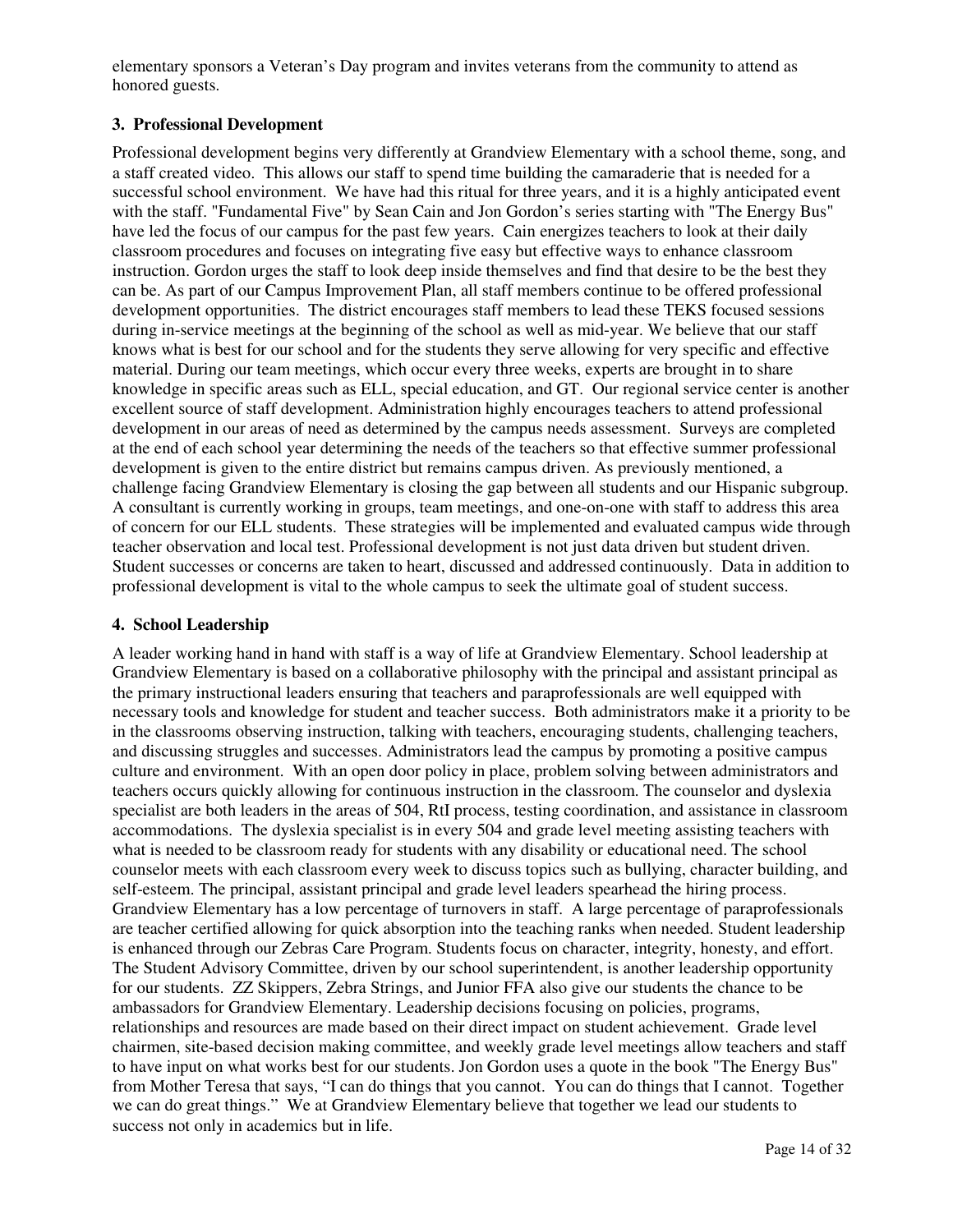elementary sponsors a Veteran's Day program and invites veterans from the community to attend as honored guests.

### 3. Professional Development

Professional development begins very differently at Grandview Elementary with a school theme, song, and a staff created video. This allows our staff to spend time building the camaraderie that is needed for a successful school environment. We have had this ritual for three years, and it is a highly anticipated event with the staff. "Fundamental Five" by Sean Cain and Jon Gordon's series starting with "The Energy Bus" have led the focus of our campus for the past few years. Cain energizes teachers to look at their daily classroom procedures and focuses on integrating five easy but effective ways to enhance classroom instruction. Gordon urges the staff to look deep inside themselves and find that desire to be the best they can be. As part of our Campus Improvement Plan, all staff members continue to be offered professional development opportunities. The district encourages staff members to lead these TEKS focused sessions during in-service meetings at the beginning of the school as well as mid-year. We believe that our staff knows what is best for our school and for the students they serve allowing for very specific and effective material. During our team meetings, which occur every three weeks, experts are brought in to share knowledge in specific areas such as ELL, special education, and GT. Our regional service center is another excellent source of staff development. Administration highly encourages teachers to attend professional development in our areas of need as determined by the campus needs assessment. Surveys are completed at the end of each school year determining the needs of the teachers so that effective summer professional development is given to the entire district but remains campus driven. As previously mentioned, a challenge facing Grandview Elementary is closing the gap between all students and our Hispanic subgroup. A consultant is currently working in groups, team meetings, and one-on-one with staff to address this area of concern for our ELL students. These strategies will be implemented and evaluated campus wide through teacher observation and local test. Professional development is not just data driven but student driven. Student successes or concerns are taken to heart, discussed and addressed continuously. Data in addition to professional development is vital to the whole campus to seek the ultimate goal of student success.

### 4. School Leadership

A leader working hand in hand with staff is a way of life at Grandview Elementary. School leadership at Grandview Elementary is based on a collaborative philosophy with the principal and assistant principal as the primary instructional leaders ensuring that teachers and paraprofessionals are well equipped with necessary tools and knowledge for student and teacher success. Both administrators make it a priority to be in the classrooms observing instruction, talking with teachers, encouraging students, challenging teachers, and discussing struggles and successes. Administrators lead the campus by promoting a positive campus culture and environment. With an open door policy in place, problem solving between administrators and teachers occurs quickly allowing for continuous instruction in the classroom. The counselor and dyslexia specialist are both leaders in the areas of 504, RtI process, testing coordination, and assistance in classroom accommodations. The dyslexia specialist is in every 504 and grade level meeting assisting teachers with what is needed to be classroom ready for students with any disability or educational need. The school counselor meets with each classroom every week to discuss topics such as bullying, character building, and self-esteem. The principal, assistant principal and grade level leaders spearhead the hiring process. Grandview Elementary has a low percentage of turnovers in staff. A large percentage of paraprofessionals are teacher certified allowing for quick absorption into the teaching ranks when needed. Student leadership is enhanced through our Zebras Care Program. Students focus on character, integrity, honesty, and effort. The Student Advisory Committee, driven by our school superintendent, is another leadership opportunity for our students. ZZ Skippers, Zebra Strings, and Junior FFA also give our students the chance to be ambassadors for Grandview Elementary. Leadership decisions focusing on policies, programs, relationships and resources are made based on their direct impact on student achievement. Grade level chairmen, site-based decision making committee, and weekly grade level meetings allow teachers and staff to have input on what works best for our students. Jon Gordon uses a quote in the book "The Energy Bus" from Mother Teresa that says, "I can do things that you cannot. You can do things that I cannot. Together we can do great things." We at Grandview Elementary believe that together we lead our students to success not only in academics but in life.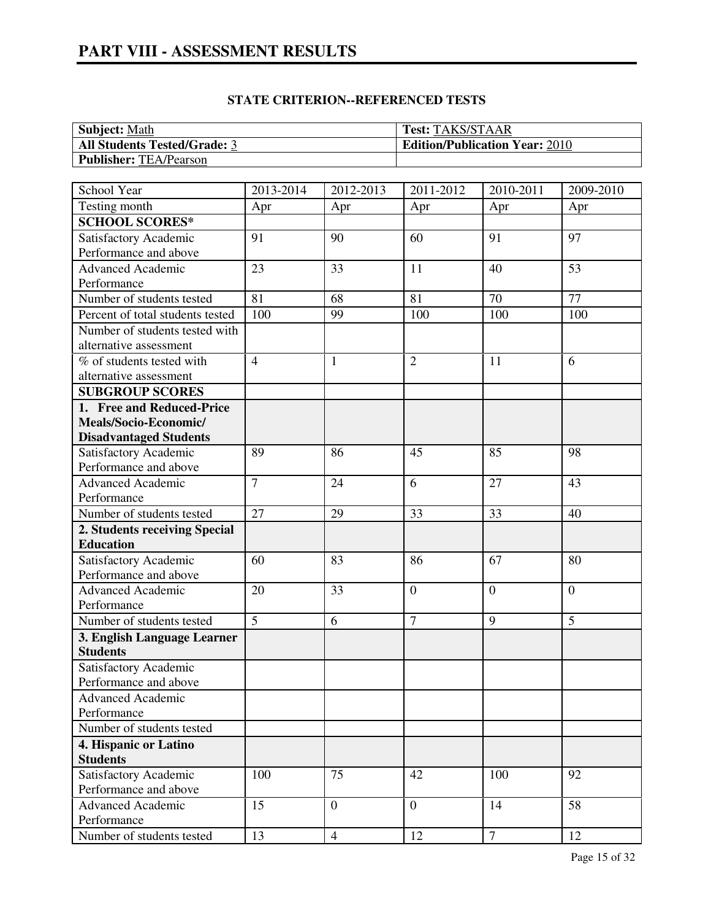# PART VIII - ASSESSMENT RESULTS

## STATE CRITERION--REFERENCED TESTS

| **Subject:** Math | **Test:** TAKS/STAAR |
|---|---|
| **All Students Tested/Grade:** 3 | **Edition/Publication Year:** 2010 |
| **Publisher:** TEA/Pearson | |

| School Year | 2013-2014 | 2012-2013 | 2011-2012 | 2010-2011 | 2009-2010 |
|---|---|---|---|---|---|
| Testing month | Apr | Apr | Apr | Apr | Apr |
| **SCHOOL SCORES*** | | | | | |
| Satisfactory Academic Performance and above | 91 | 90 | 60 | 91 | 97 |
| Advanced Academic Performance | 23 | 33 | 11 | 40 | 53 |
| Number of students tested | 81 | 68 | 81 | 70 | 77 |
| Percent of total students tested | 100 | 99 | 100 | 100 | 100 |
| Number of students tested with alternative assessment | | | | | |
| % of students tested with alternative assessment | 4 | 1 | 2 | 11 | 6 |
| **SUBGROUP SCORES** | | | | | |
| **1. Free and Reduced-Price Meals/Socio-Economic/ Disadvantaged Students** | | | | | |
| Satisfactory Academic Performance and above | 89 | 86 | 45 | 85 | 98 |
| Advanced Academic Performance | 7 | 24 | 6 | 27 | 43 |
| Number of students tested | 27 | 29 | 33 | 33 | 40 |
| **2. Students receiving Special Education** | | | | | |
| Satisfactory Academic Performance and above | 60 | 83 | 86 | 67 | 80 |
| Advanced Academic Performance | 20 | 33 | 0 | 0 | 0 |
| Number of students tested | 5 | 6 | 7 | 9 | 5 |
| **3. English Language Learner Students** | | | | | |
| Satisfactory Academic Performance and above | | | | | |
| Advanced Academic Performance | | | | | |
| Number of students tested | | | | | |
| **4. Hispanic or Latino Students** | | | | | |
| Satisfactory Academic Performance and above | 100 | 75 | 42 | 100 | 92 |
| Advanced Academic Performance | 15 | 0 | 0 | 14 | 58 |
| Number of students tested | 13 | 4 | 12 | 7 | 12 |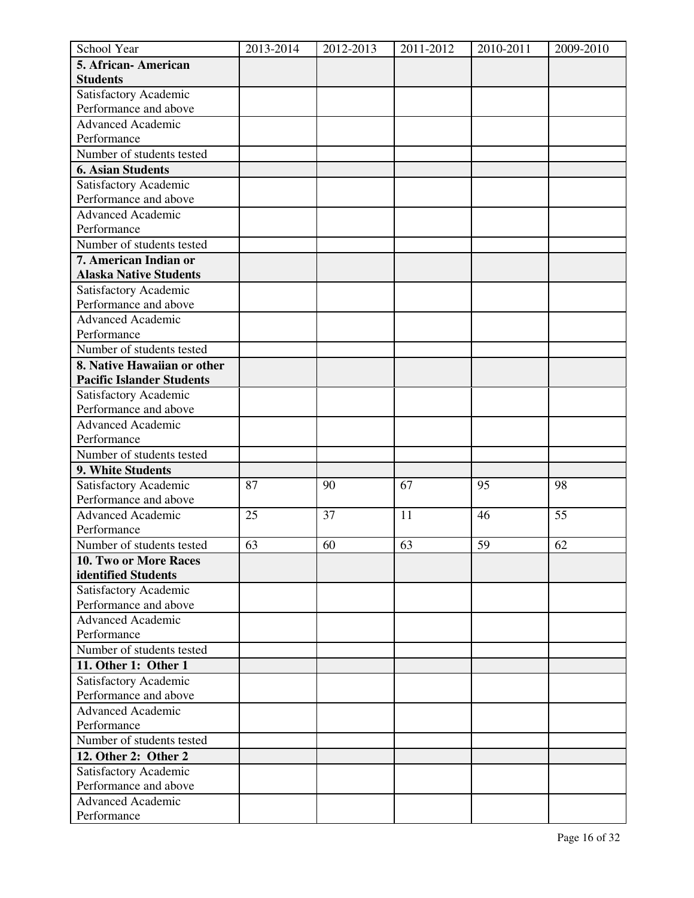| School Year | 2013-2014 | 2012-2013 | 2011-2012 | 2010-2011 | 2009-2010 |
|---|---|---|---|---|---|
| **5. African- American Students** | | | | | |
| Satisfactory Academic Performance and above | | | | | |
| Advanced Academic Performance | | | | | |
| Number of students tested | | | | | |
| **6. Asian Students** | | | | | |
| Satisfactory Academic Performance and above | | | | | |
| Advanced Academic Performance | | | | | |
| Number of students tested | | | | | |
| **7. American Indian or Alaska Native Students** | | | | | |
| Satisfactory Academic Performance and above | | | | | |
| Advanced Academic Performance | | | | | |
| Number of students tested | | | | | |
| **8. Native Hawaiian or other Pacific Islander Students** | | | | | |
| Satisfactory Academic Performance and above | | | | | |
| Advanced Academic Performance | | | | | |
| Number of students tested | | | | | |
| **9. White Students** | | | | | |
| Satisfactory Academic Performance and above | 87 | 90 | 67 | 95 | 98 |
| Advanced Academic Performance | 25 | 37 | 11 | 46 | 55 |
| Number of students tested | 63 | 60 | 63 | 59 | 62 |
| **10. Two or More Races identified Students** | | | | | |
| Satisfactory Academic Performance and above | | | | | |
| Advanced Academic Performance | | | | | |
| Number of students tested | | | | | |
| **11. Other 1: Other 1** | | | | | |
| Satisfactory Academic Performance and above | | | | | |
| Advanced Academic Performance | | | | | |
| Number of students tested | | | | | |
| **12. Other 2: Other 2** | | | | | |
| Satisfactory Academic Performance and above | | | | | |
| Advanced Academic Performance | | | | | |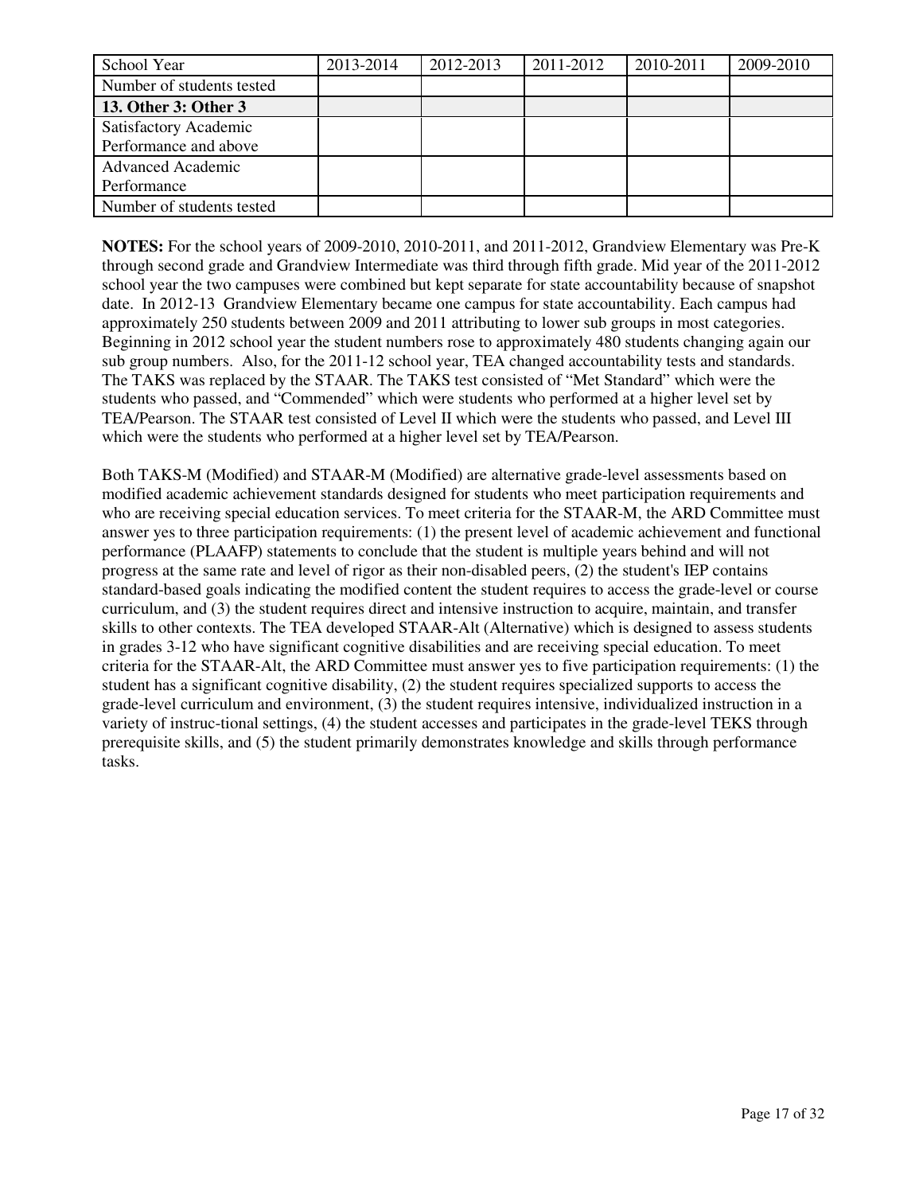| School Year | 2013-2014 | 2012-2013 | 2011-2012 | 2010-2011 | 2009-2010 |
|---|---|---|---|---|---|
| Number of students tested | | | | | |
| **13. Other 3: Other 3** | | | | | |
| Satisfactory Academic Performance and above | | | | | |
| Advanced Academic Performance | | | | | |
| Number of students tested | | | | | |

**NOTES:** For the school years of 2009-2010, 2010-2011, and 2011-2012, Grandview Elementary was Pre-K through second grade and Grandview Intermediate was third through fifth grade. Mid year of the 2011-2012 school year the two campuses were combined but kept separate for state accountability because of snapshot date. In 2012-13 Grandview Elementary became one campus for state accountability. Each campus had approximately 250 students between 2009 and 2011 attributing to lower sub groups in most categories. Beginning in 2012 school year the student numbers rose to approximately 480 students changing again our sub group numbers. Also, for the 2011-12 school year, TEA changed accountability tests and standards. The TAKS was replaced by the STAAR. The TAKS test consisted of "Met Standard" which were the students who passed, and "Commended" which were students who performed at a higher level set by TEA/Pearson. The STAAR test consisted of Level II which were the students who passed, and Level III which were the students who performed at a higher level set by TEA/Pearson.

Both TAKS-M (Modified) and STAAR-M (Modified) are alternative grade-level assessments based on modified academic achievement standards designed for students who meet participation requirements and who are receiving special education services. To meet criteria for the STAAR-M, the ARD Committee must answer yes to three participation requirements: (1) the present level of academic achievement and functional performance (PLAAFP) statements to conclude that the student is multiple years behind and will not progress at the same rate and level of rigor as their non-disabled peers, (2) the student's IEP contains standard-based goals indicating the modified content the student requires to access the grade-level or course curriculum, and (3) the student requires direct and intensive instruction to acquire, maintain, and transfer skills to other contexts. The TEA developed STAAR-Alt (Alternative) which is designed to assess students in grades 3-12 who have significant cognitive disabilities and are receiving special education. To meet criteria for the STAAR-Alt, the ARD Committee must answer yes to five participation requirements: (1) the student has a significant cognitive disability, (2) the student requires specialized supports to access the grade-level curriculum and environment, (3) the student requires intensive, individualized instruction in a variety of instruc-tional settings, (4) the student accesses and participates in the grade-level TEKS through prerequisite skills, and (5) the student primarily demonstrates knowledge and skills through performance tasks.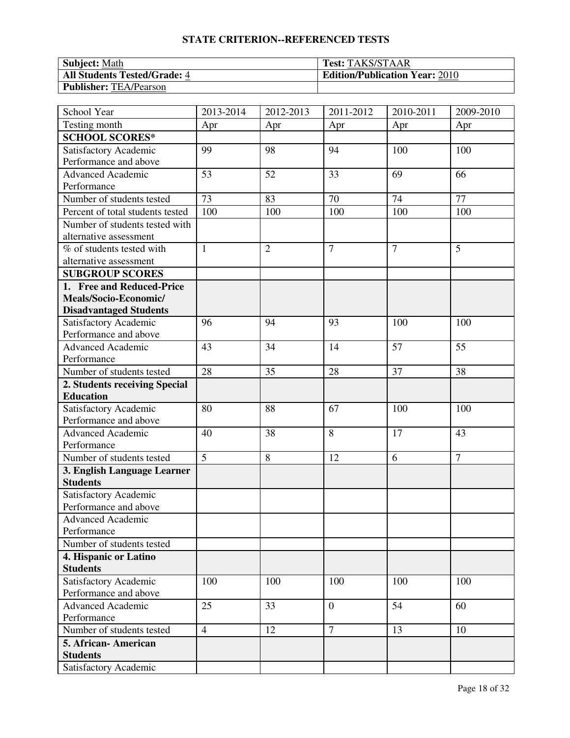## STATE CRITERION--REFERENCED TESTS

| **Subject:** Math | **Test:** TAKS/STAAR |
|---|---|
| **All Students Tested/Grade:** 4 | **Edition/Publication Year:** 2010 |
| **Publisher:** TEA/Pearson | |

| School Year | 2013-2014 | 2012-2013 | 2011-2012 | 2010-2011 | 2009-2010 |
|---|---|---|---|---|---|
| Testing month | Apr | Apr | Apr | Apr | Apr |
| **SCHOOL SCORES*** | | | | | |
| Satisfactory Academic Performance and above | 99 | 98 | 94 | 100 | 100 |
| Advanced Academic Performance | 53 | 52 | 33 | 69 | 66 |
| Number of students tested | 73 | 83 | 70 | 74 | 77 |
| Percent of total students tested | 100 | 100 | 100 | 100 | 100 |
| Number of students tested with alternative assessment | | | | | |
| % of students tested with alternative assessment | 1 | 2 | 7 | 7 | 5 |
| **SUBGROUP SCORES** | | | | | |
| **1. Free and Reduced-Price Meals/Socio-Economic/ Disadvantaged Students** | | | | | |
| Satisfactory Academic Performance and above | 96 | 94 | 93 | 100 | 100 |
| Advanced Academic Performance | 43 | 34 | 14 | 57 | 55 |
| Number of students tested | 28 | 35 | 28 | 37 | 38 |
| **2. Students receiving Special Education** | | | | | |
| Satisfactory Academic Performance and above | 80 | 88 | 67 | 100 | 100 |
| Advanced Academic Performance | 40 | 38 | 8 | 17 | 43 |
| Number of students tested | 5 | 8 | 12 | 6 | 7 |
| **3. English Language Learner Students** | | | | | |
| Satisfactory Academic Performance and above | | | | | |
| Advanced Academic Performance | | | | | |
| Number of students tested | | | | | |
| **4. Hispanic or Latino Students** | | | | | |
| Satisfactory Academic Performance and above | 100 | 100 | 100 | 100 | 100 |
| Advanced Academic Performance | 25 | 33 | 0 | 54 | 60 |
| Number of students tested | 4 | 12 | 7 | 13 | 10 |
| **5. African- American Students** | | | | | |
| Satisfactory Academic | | | | | |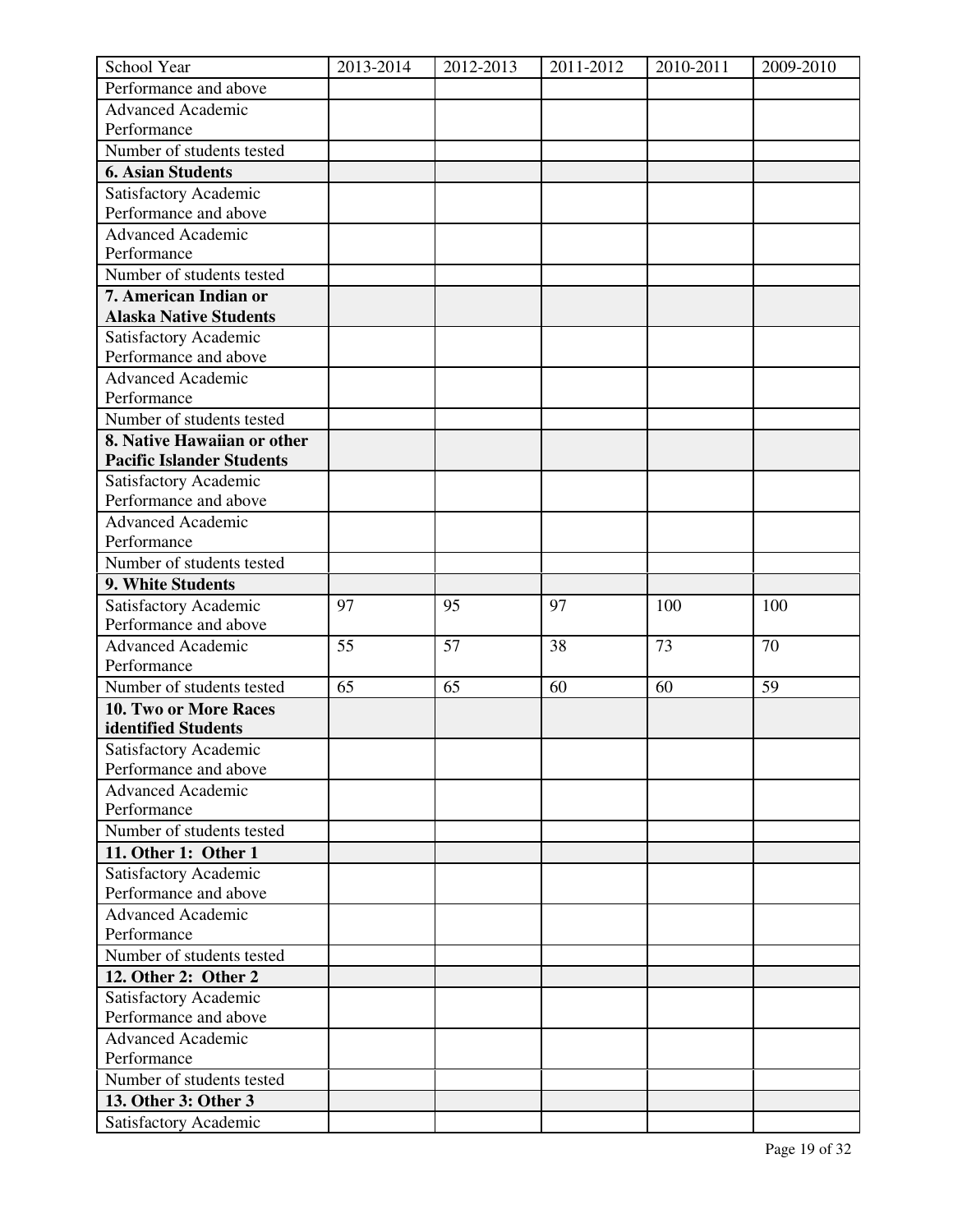| School Year | 2013-2014 | 2012-2013 | 2011-2012 | 2010-2011 | 2009-2010 |
|---|---|---|---|---|---|
| Performance and above | | | | | |
| Advanced Academic Performance | | | | | |
| Number of students tested | | | | | |
| **6. Asian Students** | | | | | |
| Satisfactory Academic Performance and above | | | | | |
| Advanced Academic Performance | | | | | |
| Number of students tested | | | | | |
| **7. American Indian or Alaska Native Students** | | | | | |
| Satisfactory Academic Performance and above | | | | | |
| Advanced Academic Performance | | | | | |
| Number of students tested | | | | | |
| **8. Native Hawaiian or other Pacific Islander Students** | | | | | |
| Satisfactory Academic Performance and above | | | | | |
| Advanced Academic Performance | | | | | |
| Number of students tested | | | | | |
| **9. White Students** | | | | | |
| Satisfactory Academic Performance and above | 97 | 95 | 97 | 100 | 100 |
| Advanced Academic Performance | 55 | 57 | 38 | 73 | 70 |
| Number of students tested | 65 | 65 | 60 | 60 | 59 |
| **10. Two or More Races identified Students** | | | | | |
| Satisfactory Academic Performance and above | | | | | |
| Advanced Academic Performance | | | | | |
| Number of students tested | | | | | |
| **11. Other 1: Other 1** | | | | | |
| Satisfactory Academic Performance and above | | | | | |
| Advanced Academic Performance | | | | | |
| Number of students tested | | | | | |
| **12. Other 2: Other 2** | | | | | |
| Satisfactory Academic Performance and above | | | | | |
| Advanced Academic Performance | | | | | |
| Number of students tested | | | | | |
| **13. Other 3: Other 3** | | | | | |
| Satisfactory Academic | | | | | |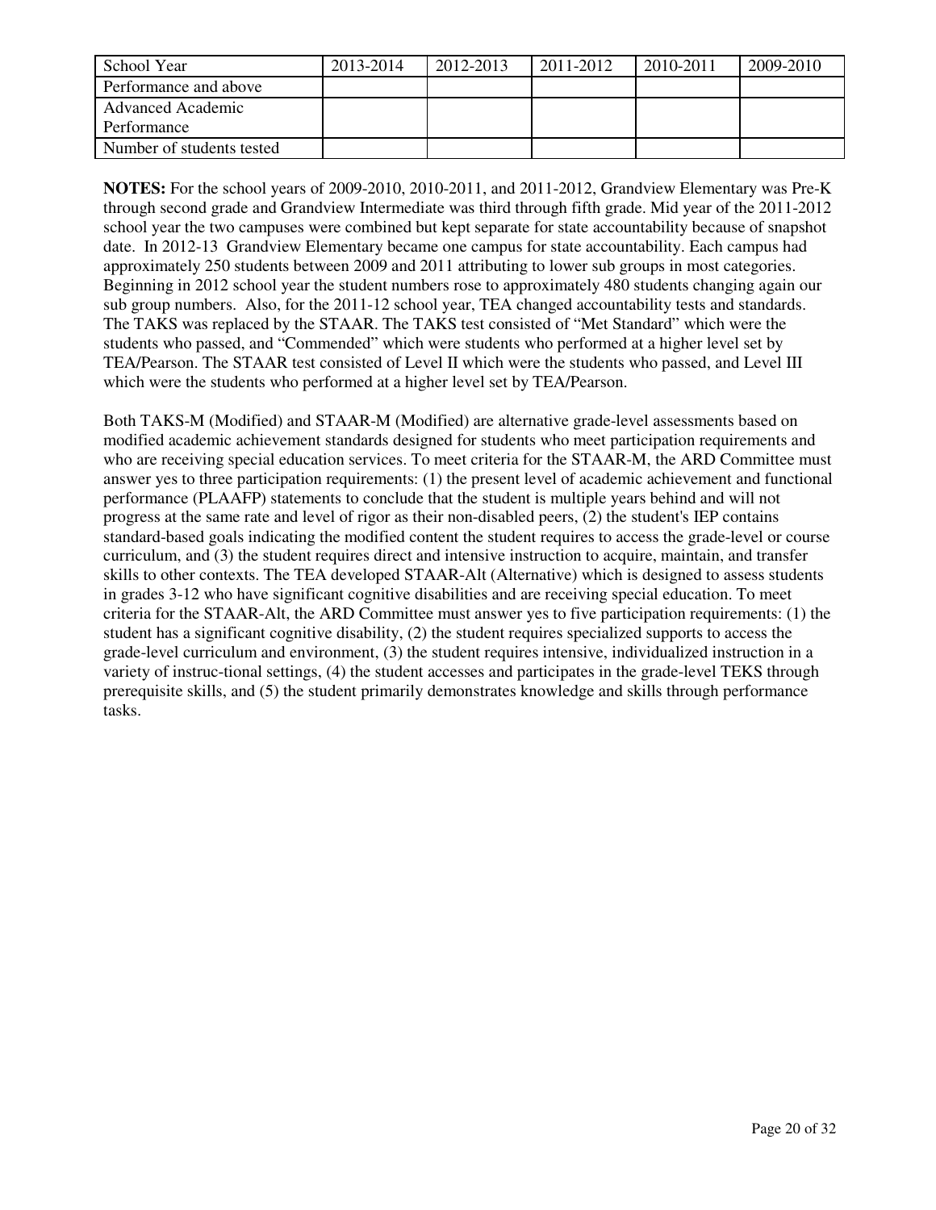| School Year | 2013-2014 | 2012-2013 | 2011-2012 | 2010-2011 | 2009-2010 |
|---|---|---|---|---|---|
| Performance and above | | | | | |
| Advanced Academic Performance | | | | | |
| Number of students tested | | | | | |

**NOTES:** For the school years of 2009-2010, 2010-2011, and 2011-2012, Grandview Elementary was Pre-K through second grade and Grandview Intermediate was third through fifth grade. Mid year of the 2011-2012 school year the two campuses were combined but kept separate for state accountability because of snapshot date. In 2012-13 Grandview Elementary became one campus for state accountability. Each campus had approximately 250 students between 2009 and 2011 attributing to lower sub groups in most categories. Beginning in 2012 school year the student numbers rose to approximately 480 students changing again our sub group numbers. Also, for the 2011-12 school year, TEA changed accountability tests and standards. The TAKS was replaced by the STAAR. The TAKS test consisted of "Met Standard" which were the students who passed, and "Commended" which were students who performed at a higher level set by TEA/Pearson. The STAAR test consisted of Level II which were the students who passed, and Level III which were the students who performed at a higher level set by TEA/Pearson.

Both TAKS-M (Modified) and STAAR-M (Modified) are alternative grade-level assessments based on modified academic achievement standards designed for students who meet participation requirements and who are receiving special education services. To meet criteria for the STAAR-M, the ARD Committee must answer yes to three participation requirements: (1) the present level of academic achievement and functional performance (PLAAFP) statements to conclude that the student is multiple years behind and will not progress at the same rate and level of rigor as their non-disabled peers, (2) the student's IEP contains standard-based goals indicating the modified content the student requires to access the grade-level or course curriculum, and (3) the student requires direct and intensive instruction to acquire, maintain, and transfer skills to other contexts. The TEA developed STAAR-Alt (Alternative) which is designed to assess students in grades 3-12 who have significant cognitive disabilities and are receiving special education. To meet criteria for the STAAR-Alt, the ARD Committee must answer yes to five participation requirements: (1) the student has a significant cognitive disability, (2) the student requires specialized supports to access the grade-level curriculum and environment, (3) the student requires intensive, individualized instruction in a variety of instruc-tional settings, (4) the student accesses and participates in the grade-level TEKS through prerequisite skills, and (5) the student primarily demonstrates knowledge and skills through performance tasks.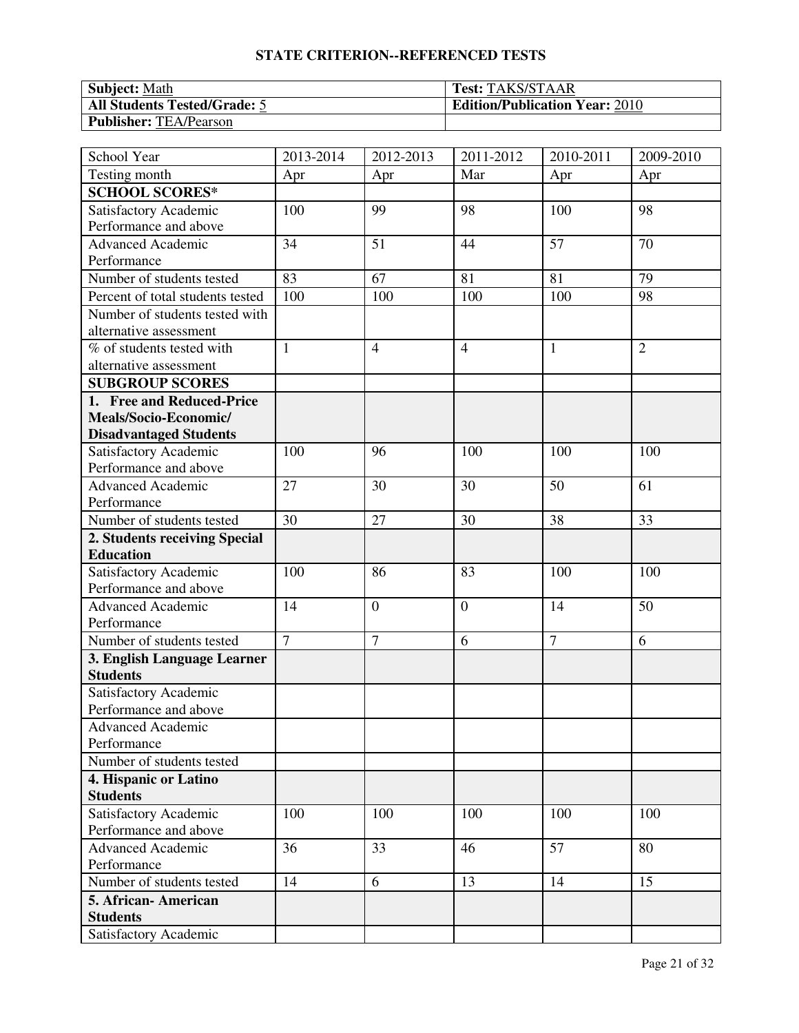## STATE CRITERION--REFERENCED TESTS

| **Subject:** Math | **Test:** TAKS/STAAR |
|---|---|
| **All Students Tested/Grade:** 5 | **Edition/Publication Year:** 2010 |
| **Publisher:** TEA/Pearson | |

| School Year | 2013-2014 | 2012-2013 | 2011-2012 | 2010-2011 | 2009-2010 |
|---|---|---|---|---|---|
| Testing month | Apr | Apr | Mar | Apr | Apr |
| **SCHOOL SCORES*** | | | | | |
| Satisfactory Academic Performance and above | 100 | 99 | 98 | 100 | 98 |
| Advanced Academic Performance | 34 | 51 | 44 | 57 | 70 |
| Number of students tested | 83 | 67 | 81 | 81 | 79 |
| Percent of total students tested | 100 | 100 | 100 | 100 | 98 |
| Number of students tested with alternative assessment | | | | | |
| % of students tested with alternative assessment | 1 | 4 | 4 | 1 | 2 |
| **SUBGROUP SCORES** | | | | | |
| **1. Free and Reduced-Price Meals/Socio-Economic/ Disadvantaged Students** | | | | | |
| Satisfactory Academic Performance and above | 100 | 96 | 100 | 100 | 100 |
| Advanced Academic Performance | 27 | 30 | 30 | 50 | 61 |
| Number of students tested | 30 | 27 | 30 | 38 | 33 |
| **2. Students receiving Special Education** | | | | | |
| Satisfactory Academic Performance and above | 100 | 86 | 83 | 100 | 100 |
| Advanced Academic Performance | 14 | 0 | 0 | 14 | 50 |
| Number of students tested | 7 | 7 | 6 | 7 | 6 |
| **3. English Language Learner Students** | | | | | |
| Satisfactory Academic Performance and above | | | | | |
| Advanced Academic Performance | | | | | |
| Number of students tested | | | | | |
| **4. Hispanic or Latino Students** | | | | | |
| Satisfactory Academic Performance and above | 100 | 100 | 100 | 100 | 100 |
| Advanced Academic Performance | 36 | 33 | 46 | 57 | 80 |
| Number of students tested | 14 | 6 | 13 | 14 | 15 |
| **5. African- American Students** | | | | | |
| Satisfactory Academic | | | | | |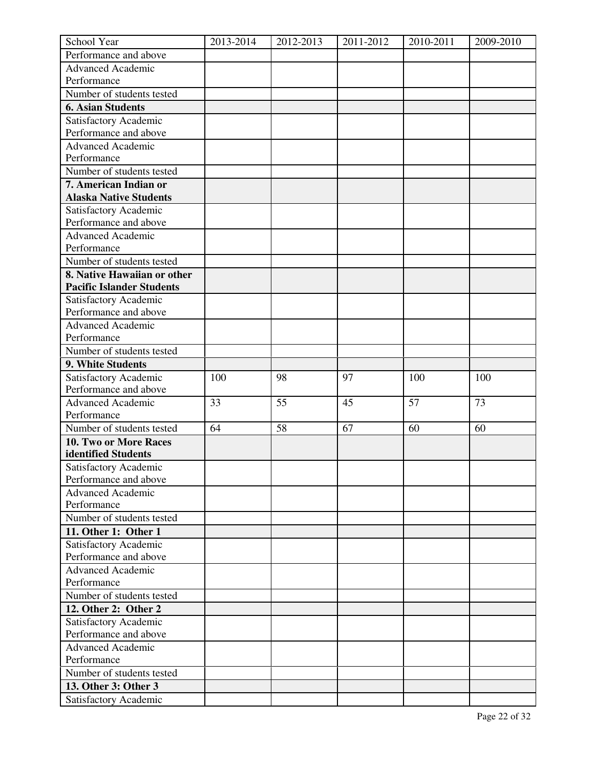| School Year | 2013-2014 | 2012-2013 | 2011-2012 | 2010-2011 | 2009-2010 |
|---|---|---|---|---|---|
| Performance and above | | | | | |
| Advanced Academic Performance | | | | | |
| Number of students tested | | | | | |
| **6. Asian Students** | | | | | |
| Satisfactory Academic Performance and above | | | | | |
| Advanced Academic Performance | | | | | |
| Number of students tested | | | | | |
| **7. American Indian or Alaska Native Students** | | | | | |
| Satisfactory Academic Performance and above | | | | | |
| Advanced Academic Performance | | | | | |
| Number of students tested | | | | | |
| **8. Native Hawaiian or other Pacific Islander Students** | | | | | |
| Satisfactory Academic Performance and above | | | | | |
| Advanced Academic Performance | | | | | |
| Number of students tested | | | | | |
| **9. White Students** | | | | | |
| Satisfactory Academic Performance and above | 100 | 98 | 97 | 100 | 100 |
| Advanced Academic Performance | 33 | 55 | 45 | 57 | 73 |
| Number of students tested | 64 | 58 | 67 | 60 | 60 |
| **10. Two or More Races identified Students** | | | | | |
| Satisfactory Academic Performance and above | | | | | |
| Advanced Academic Performance | | | | | |
| Number of students tested | | | | | |
| **11. Other 1: Other 1** | | | | | |
| Satisfactory Academic Performance and above | | | | | |
| Advanced Academic Performance | | | | | |
| Number of students tested | | | | | |
| **12. Other 2: Other 2** | | | | | |
| Satisfactory Academic Performance and above | | | | | |
| Advanced Academic Performance | | | | | |
| Number of students tested | | | | | |
| **13. Other 3: Other 3** | | | | | |
| Satisfactory Academic | | | | | |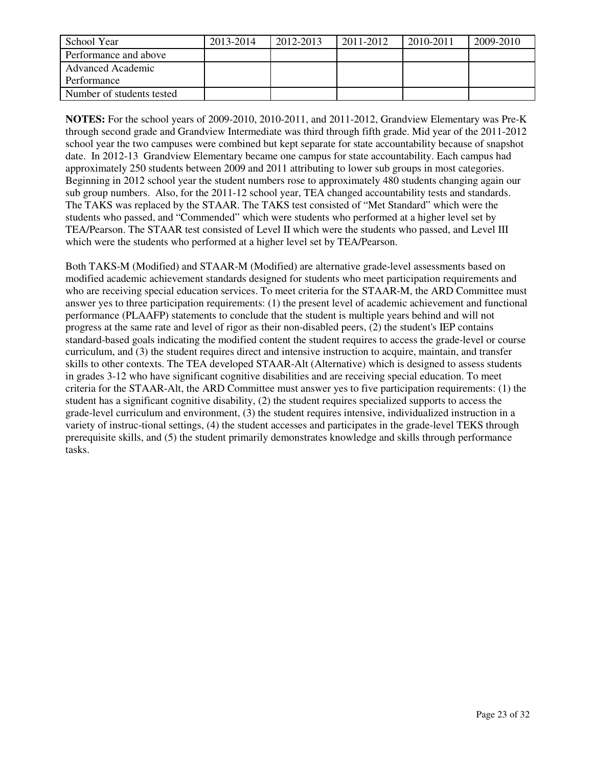| School Year | 2013-2014 | 2012-2013 | 2011-2012 | 2010-2011 | 2009-2010 |
| --- | --- | --- | --- | --- | --- |
| Performance and above | | | | | |
| Advanced Academic Performance | | | | | |
| Number of students tested | | | | | |

**NOTES:** For the school years of 2009-2010, 2010-2011, and 2011-2012, Grandview Elementary was Pre-K through second grade and Grandview Intermediate was third through fifth grade. Mid year of the 2011-2012 school year the two campuses were combined but kept separate for state accountability because of snapshot date. In 2012-13 Grandview Elementary became one campus for state accountability. Each campus had approximately 250 students between 2009 and 2011 attributing to lower sub groups in most categories. Beginning in 2012 school year the student numbers rose to approximately 480 students changing again our sub group numbers. Also, for the 2011-12 school year, TEA changed accountability tests and standards. The TAKS was replaced by the STAAR. The TAKS test consisted of "Met Standard" which were the students who passed, and "Commended" which were students who performed at a higher level set by TEA/Pearson. The STAAR test consisted of Level II which were the students who passed, and Level III which were the students who performed at a higher level set by TEA/Pearson.

Both TAKS-M (Modified) and STAAR-M (Modified) are alternative grade-level assessments based on modified academic achievement standards designed for students who meet participation requirements and who are receiving special education services. To meet criteria for the STAAR-M, the ARD Committee must answer yes to three participation requirements: (1) the present level of academic achievement and functional performance (PLAAFP) statements to conclude that the student is multiple years behind and will not progress at the same rate and level of rigor as their non-disabled peers, (2) the student's IEP contains standard-based goals indicating the modified content the student requires to access the grade-level or course curriculum, and (3) the student requires direct and intensive instruction to acquire, maintain, and transfer skills to other contexts. The TEA developed STAAR-Alt (Alternative) which is designed to assess students in grades 3-12 who have significant cognitive disabilities and are receiving special education. To meet criteria for the STAAR-Alt, the ARD Committee must answer yes to five participation requirements: (1) the student has a significant cognitive disability, (2) the student requires specialized supports to access the grade-level curriculum and environment, (3) the student requires intensive, individualized instruction in a variety of instruc-tional settings, (4) the student accesses and participates in the grade-level TEKS through prerequisite skills, and (5) the student primarily demonstrates knowledge and skills through performance tasks.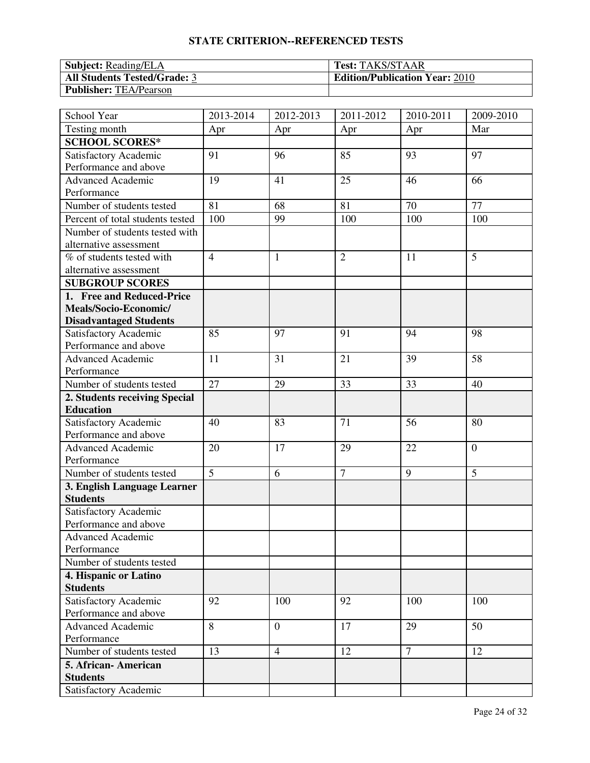## STATE CRITERION--REFERENCED TESTS

| **Subject:** Reading/ELA | **Test:** TAKS/STAAR |
|---|---|
| **All Students Tested/Grade:** 3 | **Edition/Publication Year:** 2010 |
| **Publisher:** TEA/Pearson | |

| School Year | 2013-2014 | 2012-2013 | 2011-2012 | 2010-2011 | 2009-2010 |
|---|---|---|---|---|---|
| Testing month | Apr | Apr | Apr | Apr | Mar |
| **SCHOOL SCORES*** | | | | | |
| Satisfactory Academic Performance and above | 91 | 96 | 85 | 93 | 97 |
| Advanced Academic Performance | 19 | 41 | 25 | 46 | 66 |
| Number of students tested | 81 | 68 | 81 | 70 | 77 |
| Percent of total students tested | 100 | 99 | 100 | 100 | 100 |
| Number of students tested with alternative assessment | | | | | |
| % of students tested with alternative assessment | 4 | 1 | 2 | 11 | 5 |
| **SUBGROUP SCORES** | | | | | |
| **1. Free and Reduced-Price Meals/Socio-Economic/ Disadvantaged Students** | | | | | |
| Satisfactory Academic Performance and above | 85 | 97 | 91 | 94 | 98 |
| Advanced Academic Performance | 11 | 31 | 21 | 39 | 58 |
| Number of students tested | 27 | 29 | 33 | 33 | 40 |
| **2. Students receiving Special Education** | | | | | |
| Satisfactory Academic Performance and above | 40 | 83 | 71 | 56 | 80 |
| Advanced Academic Performance | 20 | 17 | 29 | 22 | 0 |
| Number of students tested | 5 | 6 | 7 | 9 | 5 |
| **3. English Language Learner Students** | | | | | |
| Satisfactory Academic Performance and above | | | | | |
| Advanced Academic Performance | | | | | |
| Number of students tested | | | | | |
| **4. Hispanic or Latino Students** | | | | | |
| Satisfactory Academic Performance and above | 92 | 100 | 92 | 100 | 100 |
| Advanced Academic Performance | 8 | 0 | 17 | 29 | 50 |
| Number of students tested | 13 | 4 | 12 | 7 | 12 |
| **5. African- American Students** | | | | | |
| Satisfactory Academic | | | | | |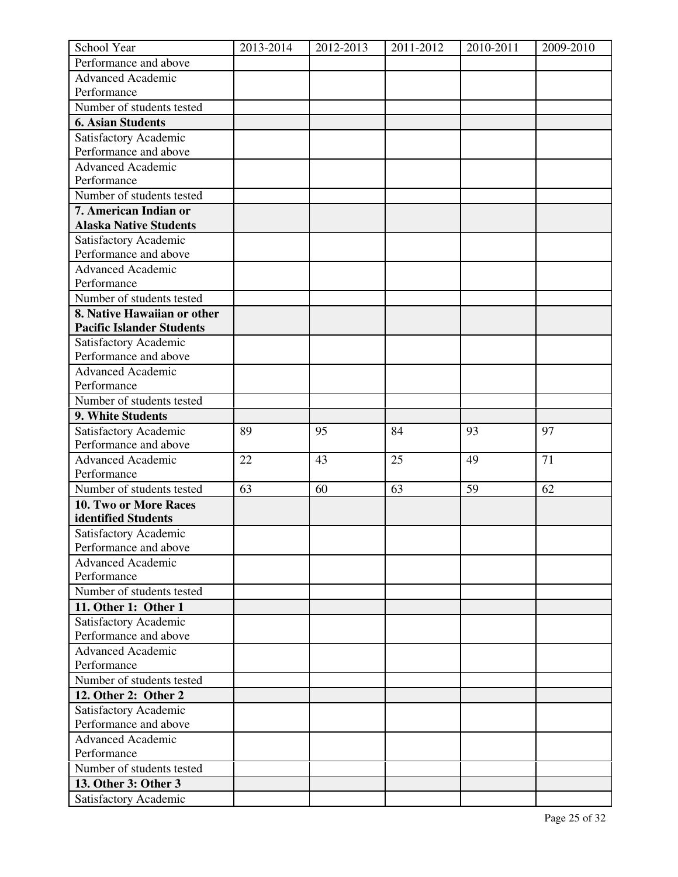| School Year | 2013-2014 | 2012-2013 | 2011-2012 | 2010-2011 | 2009-2010 |
|---|---|---|---|---|---|
| Performance and above | | | | | |
| Advanced Academic Performance | | | | | |
| Number of students tested | | | | | |
| **6. Asian Students** | | | | | |
| Satisfactory Academic Performance and above | | | | | |
| Advanced Academic Performance | | | | | |
| Number of students tested | | | | | |
| **7. American Indian or Alaska Native Students** | | | | | |
| Satisfactory Academic Performance and above | | | | | |
| Advanced Academic Performance | | | | | |
| Number of students tested | | | | | |
| **8. Native Hawaiian or other Pacific Islander Students** | | | | | |
| Satisfactory Academic Performance and above | | | | | |
| Advanced Academic Performance | | | | | |
| Number of students tested | | | | | |
| **9. White Students** | | | | | |
| Satisfactory Academic Performance and above | 89 | 95 | 84 | 93 | 97 |
| Advanced Academic Performance | 22 | 43 | 25 | 49 | 71 |
| Number of students tested | 63 | 60 | 63 | 59 | 62 |
| **10. Two or More Races identified Students** | | | | | |
| Satisfactory Academic Performance and above | | | | | |
| Advanced Academic Performance | | | | | |
| Number of students tested | | | | | |
| **11. Other 1: Other 1** | | | | | |
| Satisfactory Academic Performance and above | | | | | |
| Advanced Academic Performance | | | | | |
| Number of students tested | | | | | |
| **12. Other 2: Other 2** | | | | | |
| Satisfactory Academic Performance and above | | | | | |
| Advanced Academic Performance | | | | | |
| Number of students tested | | | | | |
| **13. Other 3: Other 3** | | | | | |
| Satisfactory Academic | | | | | |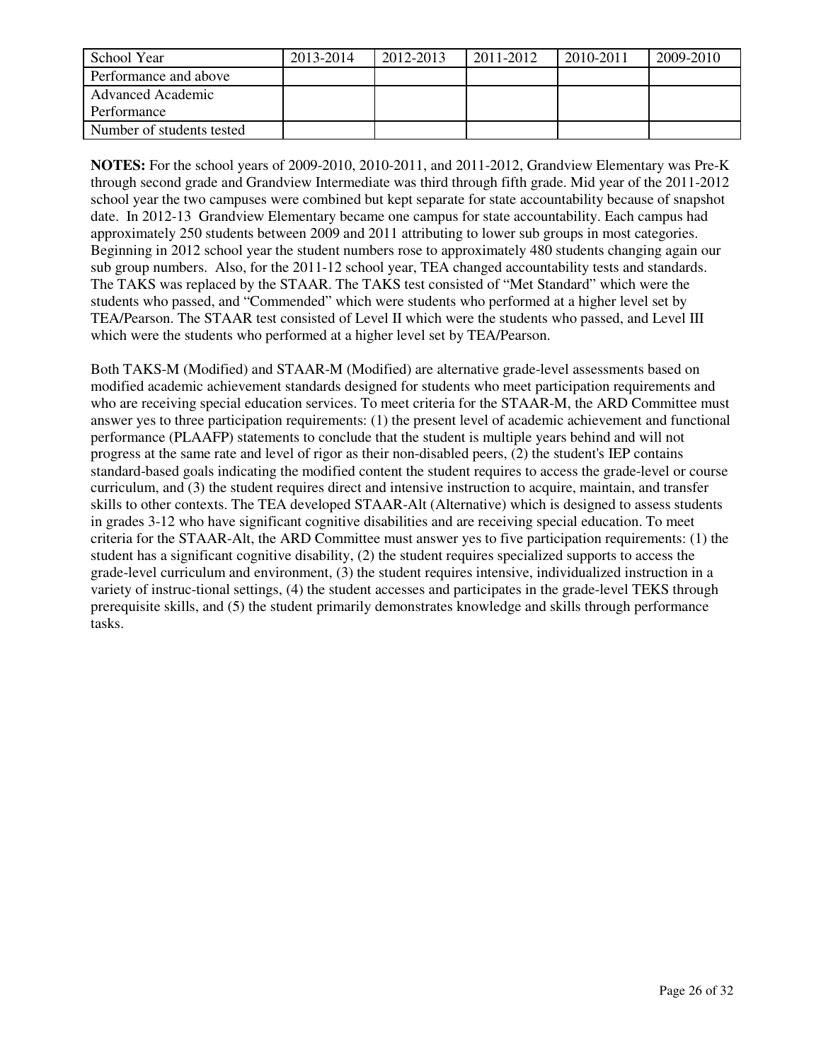| School Year | 2013-2014 | 2012-2013 | 2011-2012 | 2010-2011 | 2009-2010 |
|---|---|---|---|---|---|
| Performance and above | | | | | |
| Advanced Academic Performance | | | | | |
| Number of students tested | | | | | |

**NOTES:** For the school years of 2009-2010, 2010-2011, and 2011-2012, Grandview Elementary was Pre-K through second grade and Grandview Intermediate was third through fifth grade. Mid year of the 2011-2012 school year the two campuses were combined but kept separate for state accountability because of snapshot date. In 2012-13 Grandview Elementary became one campus for state accountability. Each campus had approximately 250 students between 2009 and 2011 attributing to lower sub groups in most categories. Beginning in 2012 school year the student numbers rose to approximately 480 students changing again our sub group numbers. Also, for the 2011-12 school year, TEA changed accountability tests and standards. The TAKS was replaced by the STAAR. The TAKS test consisted of "Met Standard" which were the students who passed, and "Commended" which were students who performed at a higher level set by TEA/Pearson. The STAAR test consisted of Level II which were the students who passed, and Level III which were the students who performed at a higher level set by TEA/Pearson.

Both TAKS-M (Modified) and STAAR-M (Modified) are alternative grade-level assessments based on modified academic achievement standards designed for students who meet participation requirements and who are receiving special education services. To meet criteria for the STAAR-M, the ARD Committee must answer yes to three participation requirements: (1) the present level of academic achievement and functional performance (PLAAFP) statements to conclude that the student is multiple years behind and will not progress at the same rate and level of rigor as their non-disabled peers, (2) the student's IEP contains standard-based goals indicating the modified content the student requires to access the grade-level or course curriculum, and (3) the student requires direct and intensive instruction to acquire, maintain, and transfer skills to other contexts. The TEA developed STAAR-Alt (Alternative) which is designed to assess students in grades 3-12 who have significant cognitive disabilities and are receiving special education. To meet criteria for the STAAR-Alt, the ARD Committee must answer yes to five participation requirements: (1) the student has a significant cognitive disability, (2) the student requires specialized supports to access the grade-level curriculum and environment, (3) the student requires intensive, individualized instruction in a variety of instruc-tional settings, (4) the student accesses and participates in the grade-level TEKS through prerequisite skills, and (5) the student primarily demonstrates knowledge and skills through performance tasks.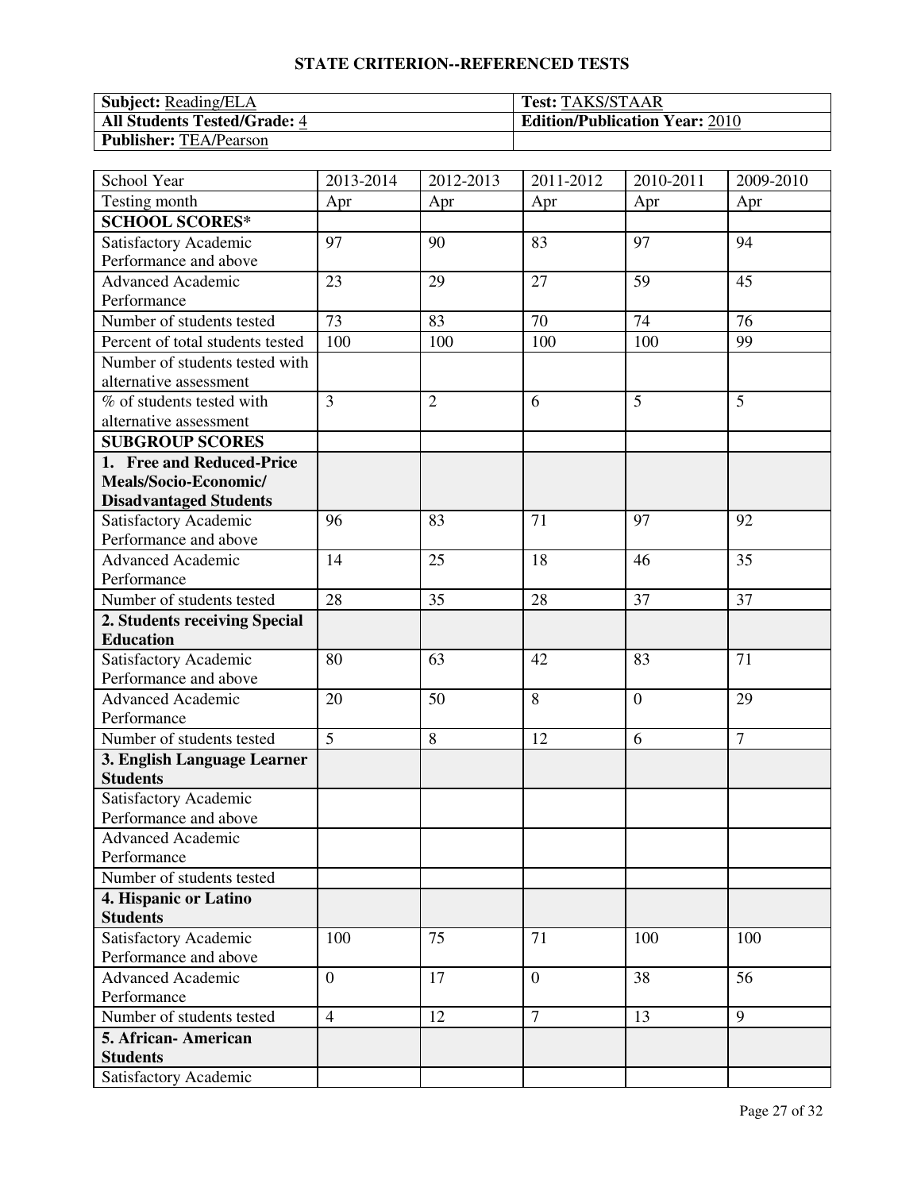# STATE CRITERION--REFERENCED TESTS

| **Subject:** Reading/ELA | **Test:** TAKS/STAAR |
|---|---|
| **All Students Tested/Grade:** 4 | **Edition/Publication Year:** 2010 |
| **Publisher:** TEA/Pearson | |

| School Year | 2013-2014 | 2012-2013 | 2011-2012 | 2010-2011 | 2009-2010 |
|---|---|---|---|---|---|
| Testing month | Apr | Apr | Apr | Apr | Apr |
| **SCHOOL SCORES*** | | | | | |
| Satisfactory Academic Performance and above | 97 | 90 | 83 | 97 | 94 |
| Advanced Academic Performance | 23 | 29 | 27 | 59 | 45 |
| Number of students tested | 73 | 83 | 70 | 74 | 76 |
| Percent of total students tested | 100 | 100 | 100 | 100 | 99 |
| Number of students tested with alternative assessment | | | | | |
| % of students tested with alternative assessment | 3 | 2 | 6 | 5 | 5 |
| **SUBGROUP SCORES** | | | | | |
| **1. Free and Reduced-Price Meals/Socio-Economic/ Disadvantaged Students** | | | | | |
| Satisfactory Academic Performance and above | 96 | 83 | 71 | 97 | 92 |
| Advanced Academic Performance | 14 | 25 | 18 | 46 | 35 |
| Number of students tested | 28 | 35 | 28 | 37 | 37 |
| **2. Students receiving Special Education** | | | | | |
| Satisfactory Academic Performance and above | 80 | 63 | 42 | 83 | 71 |
| Advanced Academic Performance | 20 | 50 | 8 | 0 | 29 |
| Number of students tested | 5 | 8 | 12 | 6 | 7 |
| **3. English Language Learner Students** | | | | | |
| Satisfactory Academic Performance and above | | | | | |
| Advanced Academic Performance | | | | | |
| Number of students tested | | | | | |
| **4. Hispanic or Latino Students** | | | | | |
| Satisfactory Academic Performance and above | 100 | 75 | 71 | 100 | 100 |
| Advanced Academic Performance | 0 | 17 | 0 | 38 | 56 |
| Number of students tested | 4 | 12 | 7 | 13 | 9 |
| **5. African- American Students** | | | | | |
| Satisfactory Academic | | | | | |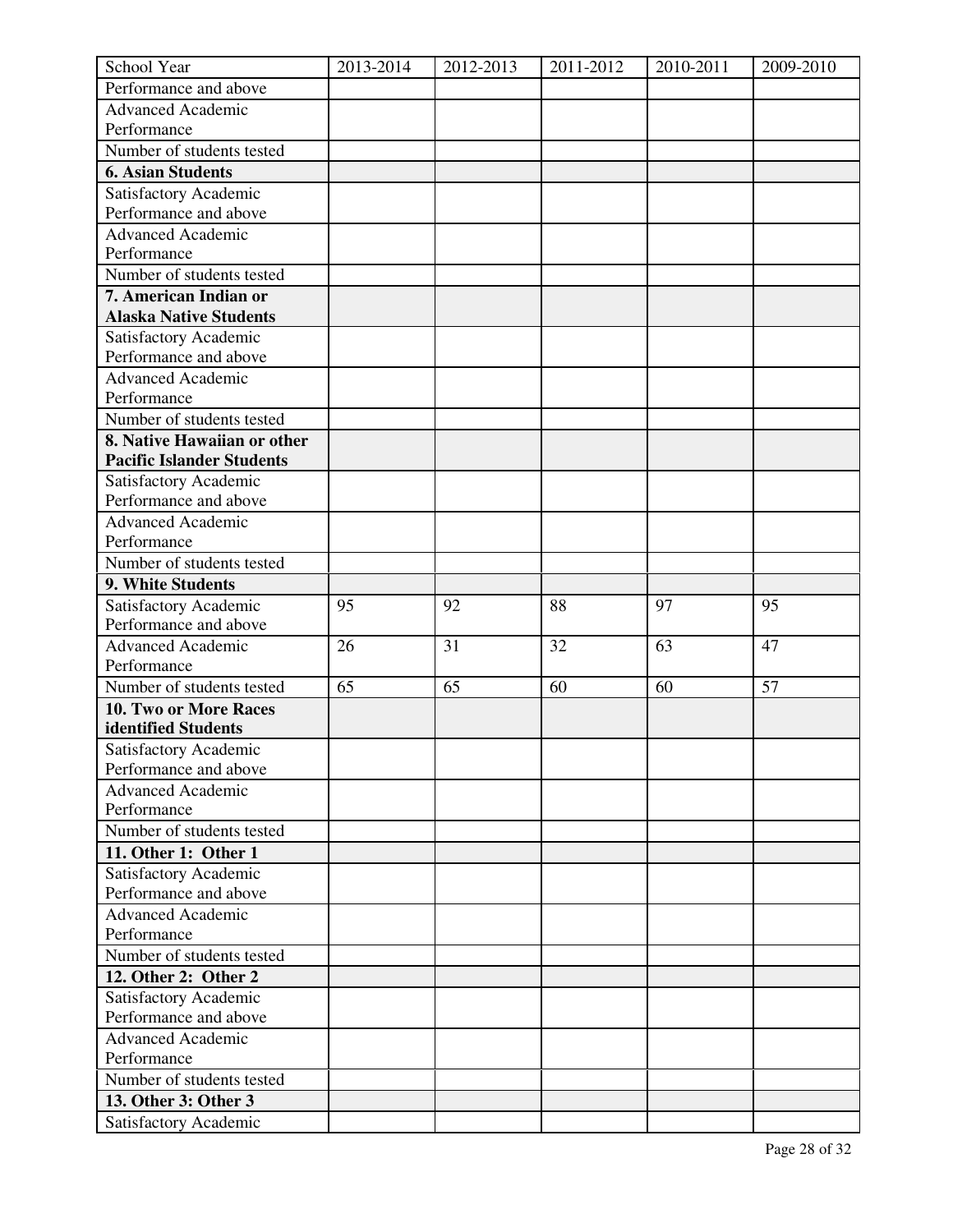| School Year | 2013-2014 | 2012-2013 | 2011-2012 | 2010-2011 | 2009-2010 |
|---|---|---|---|---|---|
| Performance and above | | | | | |
| Advanced Academic Performance | | | | | |
| Number of students tested | | | | | |
| **6. Asian Students** | | | | | |
| Satisfactory Academic Performance and above | | | | | |
| Advanced Academic Performance | | | | | |
| Number of students tested | | | | | |
| **7. American Indian or Alaska Native Students** | | | | | |
| Satisfactory Academic Performance and above | | | | | |
| Advanced Academic Performance | | | | | |
| Number of students tested | | | | | |
| **8. Native Hawaiian or other Pacific Islander Students** | | | | | |
| Satisfactory Academic Performance and above | | | | | |
| Advanced Academic Performance | | | | | |
| Number of students tested | | | | | |
| **9. White Students** | | | | | |
| Satisfactory Academic Performance and above | 95 | 92 | 88 | 97 | 95 |
| Advanced Academic Performance | 26 | 31 | 32 | 63 | 47 |
| Number of students tested | 65 | 65 | 60 | 60 | 57 |
| **10. Two or More Races identified Students** | | | | | |
| Satisfactory Academic Performance and above | | | | | |
| Advanced Academic Performance | | | | | |
| Number of students tested | | | | | |
| **11. Other 1: Other 1** | | | | | |
| Satisfactory Academic Performance and above | | | | | |
| Advanced Academic Performance | | | | | |
| Number of students tested | | | | | |
| **12. Other 2: Other 2** | | | | | |
| Satisfactory Academic Performance and above | | | | | |
| Advanced Academic Performance | | | | | |
| Number of students tested | | | | | |
| **13. Other 3: Other 3** | | | | | |
| Satisfactory Academic | | | | | |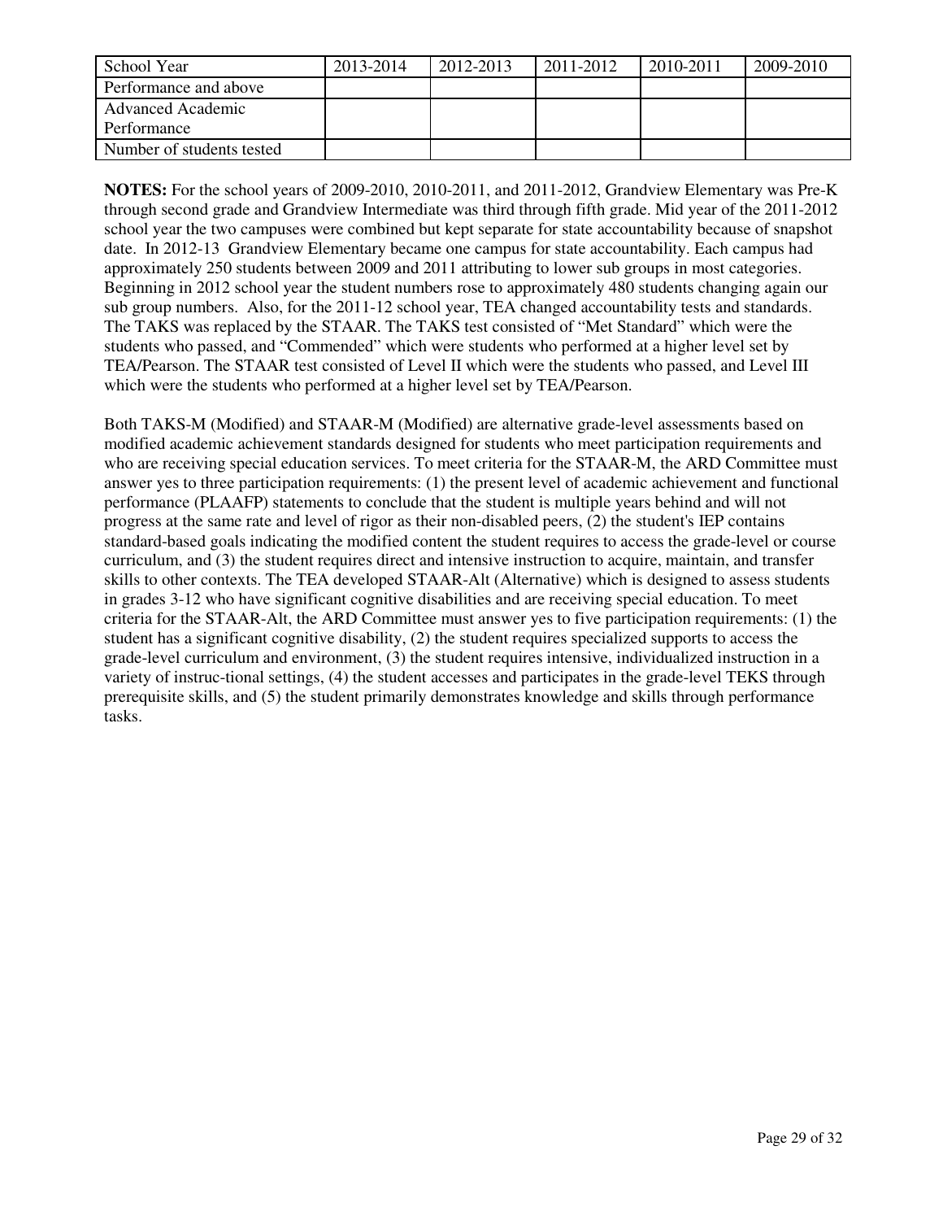| School Year | 2013-2014 | 2012-2013 | 2011-2012 | 2010-2011 | 2009-2010 |
|---|---|---|---|---|---|
| Performance and above | | | | | |
| Advanced Academic Performance | | | | | |
| Number of students tested | | | | | |

**NOTES:** For the school years of 2009-2010, 2010-2011, and 2011-2012, Grandview Elementary was Pre-K through second grade and Grandview Intermediate was third through fifth grade. Mid year of the 2011-2012 school year the two campuses were combined but kept separate for state accountability because of snapshot date. In 2012-13 Grandview Elementary became one campus for state accountability. Each campus had approximately 250 students between 2009 and 2011 attributing to lower sub groups in most categories. Beginning in 2012 school year the student numbers rose to approximately 480 students changing again our sub group numbers. Also, for the 2011-12 school year, TEA changed accountability tests and standards. The TAKS was replaced by the STAAR. The TAKS test consisted of "Met Standard" which were the students who passed, and "Commended" which were students who performed at a higher level set by TEA/Pearson. The STAAR test consisted of Level II which were the students who passed, and Level III which were the students who performed at a higher level set by TEA/Pearson.

Both TAKS-M (Modified) and STAAR-M (Modified) are alternative grade-level assessments based on modified academic achievement standards designed for students who meet participation requirements and who are receiving special education services. To meet criteria for the STAAR-M, the ARD Committee must answer yes to three participation requirements: (1) the present level of academic achievement and functional performance (PLAAFP) statements to conclude that the student is multiple years behind and will not progress at the same rate and level of rigor as their non-disabled peers, (2) the student's IEP contains standard-based goals indicating the modified content the student requires to access the grade-level or course curriculum, and (3) the student requires direct and intensive instruction to acquire, maintain, and transfer skills to other contexts. The TEA developed STAAR-Alt (Alternative) which is designed to assess students in grades 3-12 who have significant cognitive disabilities and are receiving special education. To meet criteria for the STAAR-Alt, the ARD Committee must answer yes to five participation requirements: (1) the student has a significant cognitive disability, (2) the student requires specialized supports to access the grade-level curriculum and environment, (3) the student requires intensive, individualized instruction in a variety of instruc-tional settings, (4) the student accesses and participates in the grade-level TEKS through prerequisite skills, and (5) the student primarily demonstrates knowledge and skills through performance tasks.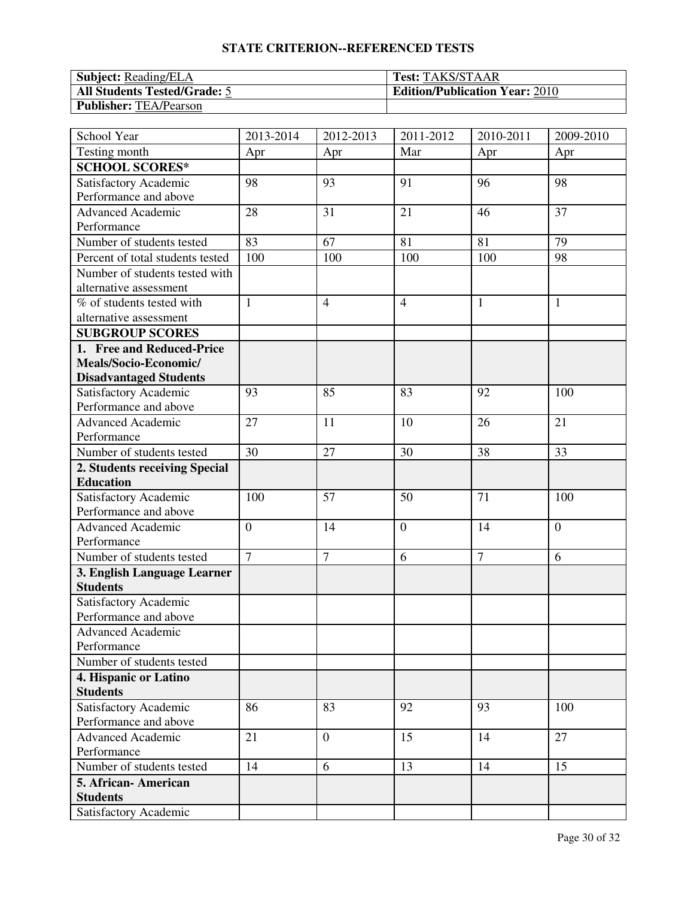## STATE CRITERION--REFERENCED TESTS

| **Subject:** Reading/ELA | **Test:** TAKS/STAAR |
|---|---|
| **All Students Tested/Grade:** 5 | **Edition/Publication Year:** 2010 |
| **Publisher:** TEA/Pearson | |

| School Year | 2013-2014 | 2012-2013 | 2011-2012 | 2010-2011 | 2009-2010 |
|---|---|---|---|---|---|
| Testing month | Apr | Apr | Mar | Apr | Apr |
| **SCHOOL SCORES*** | | | | | |
| Satisfactory Academic Performance and above | 98 | 93 | 91 | 96 | 98 |
| Advanced Academic Performance | 28 | 31 | 21 | 46 | 37 |
| Number of students tested | 83 | 67 | 81 | 81 | 79 |
| Percent of total students tested | 100 | 100 | 100 | 100 | 98 |
| Number of students tested with alternative assessment | | | | | |
| % of students tested with alternative assessment | 1 | 4 | 4 | 1 | 1 |
| **SUBGROUP SCORES** | | | | | |
| **1. Free and Reduced-Price Meals/Socio-Economic/ Disadvantaged Students** | | | | | |
| Satisfactory Academic Performance and above | 93 | 85 | 83 | 92 | 100 |
| Advanced Academic Performance | 27 | 11 | 10 | 26 | 21 |
| Number of students tested | 30 | 27 | 30 | 38 | 33 |
| **2. Students receiving Special Education** | | | | | |
| Satisfactory Academic Performance and above | 100 | 57 | 50 | 71 | 100 |
| Advanced Academic Performance | 0 | 14 | 0 | 14 | 0 |
| Number of students tested | 7 | 7 | 6 | 7 | 6 |
| **3. English Language Learner Students** | | | | | |
| Satisfactory Academic Performance and above | | | | | |
| Advanced Academic Performance | | | | | |
| Number of students tested | | | | | |
| **4. Hispanic or Latino Students** | | | | | |
| Satisfactory Academic Performance and above | 86 | 83 | 92 | 93 | 100 |
| Advanced Academic Performance | 21 | 0 | 15 | 14 | 27 |
| Number of students tested | 14 | 6 | 13 | 14 | 15 |
| **5. African- American Students** | | | | | |
| Satisfactory Academic | | | | | |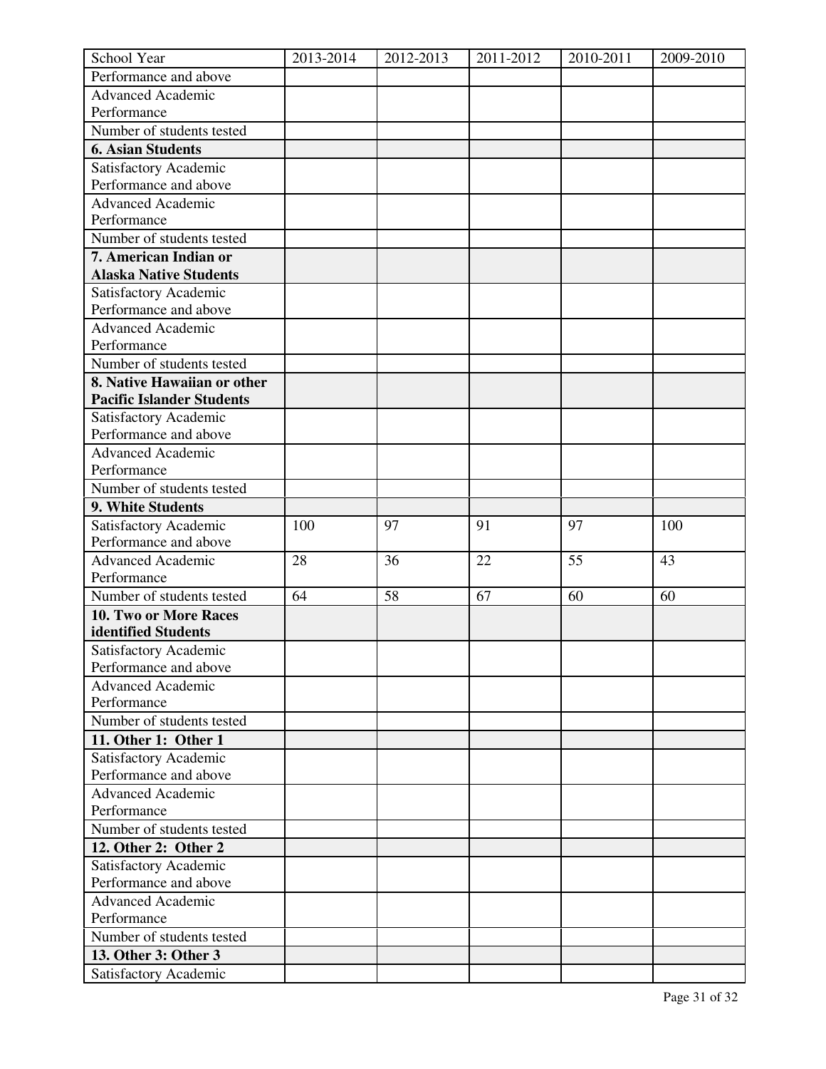| School Year | 2013-2014 | 2012-2013 | 2011-2012 | 2010-2011 | 2009-2010 |
|---|---|---|---|---|---|
| Performance and above | | | | | |
| Advanced Academic Performance | | | | | |
| Number of students tested | | | | | |
| **6. Asian Students** | | | | | |
| Satisfactory Academic Performance and above | | | | | |
| Advanced Academic Performance | | | | | |
| Number of students tested | | | | | |
| **7. American Indian or Alaska Native Students** | | | | | |
| Satisfactory Academic Performance and above | | | | | |
| Advanced Academic Performance | | | | | |
| Number of students tested | | | | | |
| **8. Native Hawaiian or other Pacific Islander Students** | | | | | |
| Satisfactory Academic Performance and above | | | | | |
| Advanced Academic Performance | | | | | |
| Number of students tested | | | | | |
| **9. White Students** | | | | | |
| Satisfactory Academic Performance and above | 100 | 97 | 91 | 97 | 100 |
| Advanced Academic Performance | 28 | 36 | 22 | 55 | 43 |
| Number of students tested | 64 | 58 | 67 | 60 | 60 |
| **10. Two or More Races identified Students** | | | | | |
| Satisfactory Academic Performance and above | | | | | |
| Advanced Academic Performance | | | | | |
| Number of students tested | | | | | |
| **11. Other 1: Other 1** | | | | | |
| Satisfactory Academic Performance and above | | | | | |
| Advanced Academic Performance | | | | | |
| Number of students tested | | | | | |
| **12. Other 2: Other 2** | | | | | |
| Satisfactory Academic Performance and above | | | | | |
| Advanced Academic Performance | | | | | |
| Number of students tested | | | | | |
| **13. Other 3: Other 3** | | | | | |
| Satisfactory Academic | | | | | |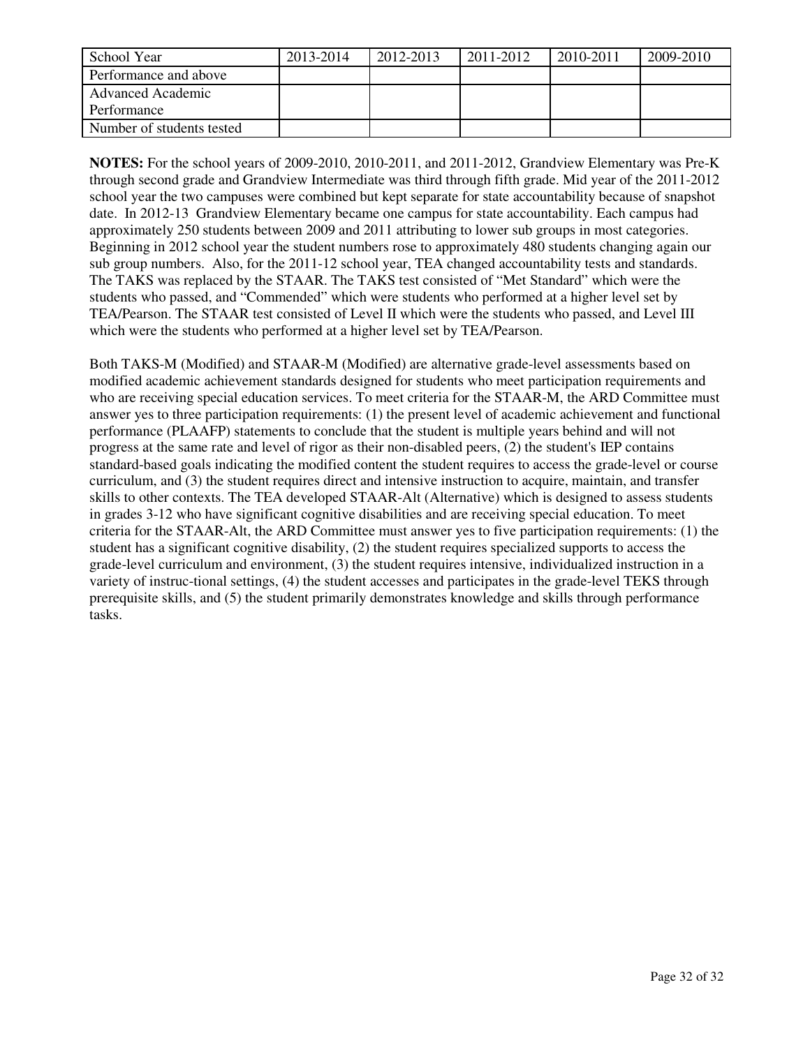| School Year | 2013-2014 | 2012-2013 | 2011-2012 | 2010-2011 | 2009-2010 |
|---|---|---|---|---|---|
| Performance and above | | | | | |
| Advanced Academic Performance | | | | | |
| Number of students tested | | | | | |

**NOTES:** For the school years of 2009-2010, 2010-2011, and 2011-2012, Grandview Elementary was Pre-K through second grade and Grandview Intermediate was third through fifth grade. Mid year of the 2011-2012 school year the two campuses were combined but kept separate for state accountability because of snapshot date. In 2012-13 Grandview Elementary became one campus for state accountability. Each campus had approximately 250 students between 2009 and 2011 attributing to lower sub groups in most categories. Beginning in 2012 school year the student numbers rose to approximately 480 students changing again our sub group numbers. Also, for the 2011-12 school year, TEA changed accountability tests and standards. The TAKS was replaced by the STAAR. The TAKS test consisted of "Met Standard" which were the students who passed, and "Commended" which were students who performed at a higher level set by TEA/Pearson. The STAAR test consisted of Level II which were the students who passed, and Level III which were the students who performed at a higher level set by TEA/Pearson.

Both TAKS-M (Modified) and STAAR-M (Modified) are alternative grade-level assessments based on modified academic achievement standards designed for students who meet participation requirements and who are receiving special education services. To meet criteria for the STAAR-M, the ARD Committee must answer yes to three participation requirements: (1) the present level of academic achievement and functional performance (PLAAFP) statements to conclude that the student is multiple years behind and will not progress at the same rate and level of rigor as their non-disabled peers, (2) the student's IEP contains standard-based goals indicating the modified content the student requires to access the grade-level or course curriculum, and (3) the student requires direct and intensive instruction to acquire, maintain, and transfer skills to other contexts. The TEA developed STAAR-Alt (Alternative) which is designed to assess students in grades 3-12 who have significant cognitive disabilities and are receiving special education. To meet criteria for the STAAR-Alt, the ARD Committee must answer yes to five participation requirements: (1) the student has a significant cognitive disability, (2) the student requires specialized supports to access the grade-level curriculum and environment, (3) the student requires intensive, individualized instruction in a variety of instruc-tional settings, (4) the student accesses and participates in the grade-level TEKS through prerequisite skills, and (5) the student primarily demonstrates knowledge and skills through performance tasks.